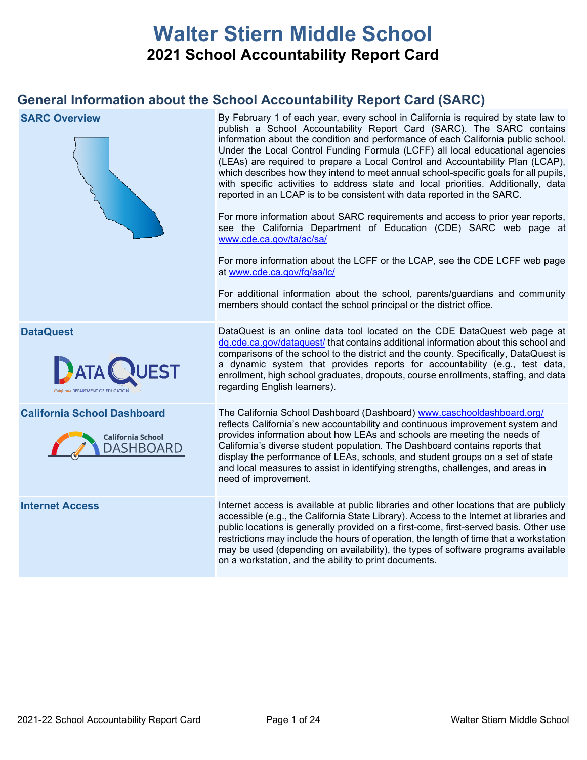# Walter Stiern Middle School

## 2021 School Accountability Report Card

## General Information about the School Accountability Report Card (SARC)

| | |
|---|---|
| **SARC Overview** | By February 1 of each year, every school in California is required by state law to publish a School Accountability Report Card (SARC). The SARC contains information about the condition and performance of each California public school. Under the Local Control Funding Formula (LCFF) all local educational agencies (LEAs) are required to prepare a Local Control and Accountability Plan (LCAP), which describes how they intend to meet annual school-specific goals for all pupils, with specific activities to address state and local priorities. Additionally, data reported in an LCAP is to be consistent with data reported in the SARC.<br><br>For more information about SARC requirements and access to prior year reports, see the California Department of Education (CDE) SARC web page at www.cde.ca.gov/ta/ac/sa/<br><br>For more information about the LCFF or the LCAP, see the CDE LCFF web page at www.cde.ca.gov/fg/aa/lc/<br><br>For additional information about the school, parents/guardians and community members should contact the school principal or the district office. |
| **DataQuest** | DataQuest is an online data tool located on the CDE DataQuest web page at dq.cde.ca.gov/dataquest/ that contains additional information about this school and comparisons of the school to the district and the county. Specifically, DataQuest is a dynamic system that provides reports for accountability (e.g., test data, enrollment, high school graduates, dropouts, course enrollments, staffing, and data regarding English learners). |
| **California School Dashboard** | The California School Dashboard (Dashboard) www.caschooldashboard.org/ reflects California's new accountability and continuous improvement system and provides information about how LEAs and schools are meeting the needs of California's diverse student population. The Dashboard contains reports that display the performance of LEAs, schools, and student groups on a set of state and local measures to assist in identifying strengths, challenges, and areas in need of improvement. |
| **Internet Access** | Internet access is available at public libraries and other locations that are publicly accessible (e.g., the California State Library). Access to the Internet at libraries and public locations is generally provided on a first-come, first-served basis. Other use restrictions may include the hours of operation, the length of time that a workstation may be used (depending on availability), the types of software programs available on a workstation, and the ability to print documents. |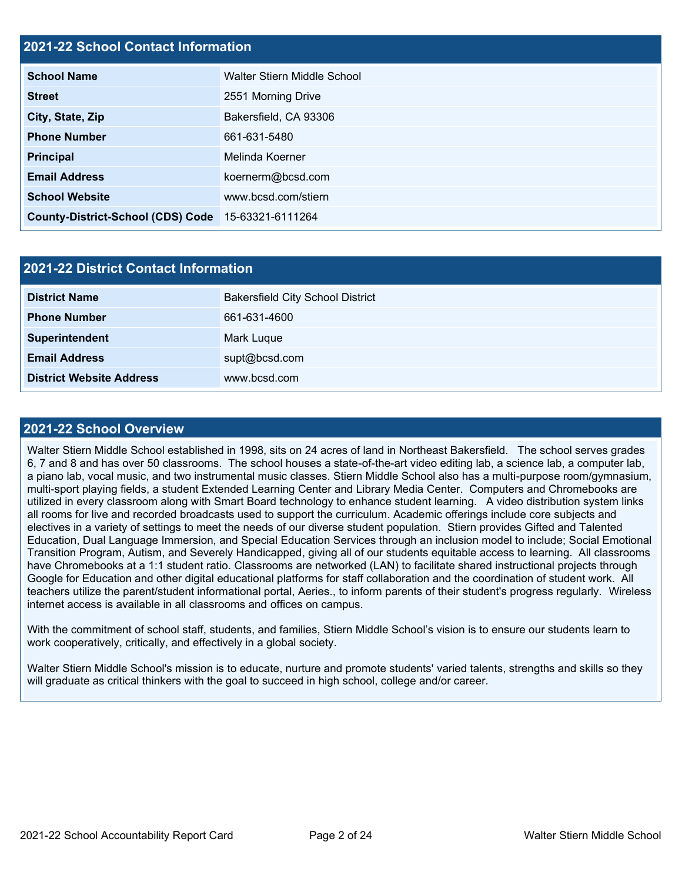## 2021-22 School Contact Information

| | |
|---|---|
| **School Name** | Walter Stiern Middle School |
| **Street** | 2551 Morning Drive |
| **City, State, Zip** | Bakersfield, CA 93306 |
| **Phone Number** | 661-631-5480 |
| **Principal** | Melinda Koerner |
| **Email Address** | koernerm@bcsd.com |
| **School Website** | www.bcsd.com/stiern |
| **County-District-School (CDS) Code** | 15-63321-6111264 |

## 2021-22 District Contact Information

| | |
|---|---|
| **District Name** | Bakersfield City School District |
| **Phone Number** | 661-631-4600 |
| **Superintendent** | Mark Luque |
| **Email Address** | supt@bcsd.com |
| **District Website Address** | www.bcsd.com |

## 2021-22 School Overview

Walter Stiern Middle School established in 1998, sits on 24 acres of land in Northeast Bakersfield. The school serves grades 6, 7 and 8 and has over 50 classrooms. The school houses a state-of-the-art video editing lab, a science lab, a computer lab, a piano lab, vocal music, and two instrumental music classes. Stiern Middle School also has a multi-purpose room/gymnasium, multi-sport playing fields, a student Extended Learning Center and Library Media Center. Computers and Chromebooks are utilized in every classroom along with Smart Board technology to enhance student learning. A video distribution system links all rooms for live and recorded broadcasts used to support the curriculum. Academic offerings include core subjects and electives in a variety of settings to meet the needs of our diverse student population. Stiern provides Gifted and Talented Education, Dual Language Immersion, and Special Education Services through an inclusion model to include; Social Emotional Transition Program, Autism, and Severely Handicapped, giving all of our students equitable access to learning. All classrooms have Chromebooks at a 1:1 student ratio. Classrooms are networked (LAN) to facilitate shared instructional projects through Google for Education and other digital educational platforms for staff collaboration and the coordination of student work. All teachers utilize the parent/student informational portal, Aeries., to inform parents of their student's progress regularly. Wireless internet access is available in all classrooms and offices on campus.

With the commitment of school staff, students, and families, Stiern Middle School's vision is to ensure our students learn to work cooperatively, critically, and effectively in a global society.

Walter Stiern Middle School's mission is to educate, nurture and promote students' varied talents, strengths and skills so they will graduate as critical thinkers with the goal to succeed in high school, college and/or career.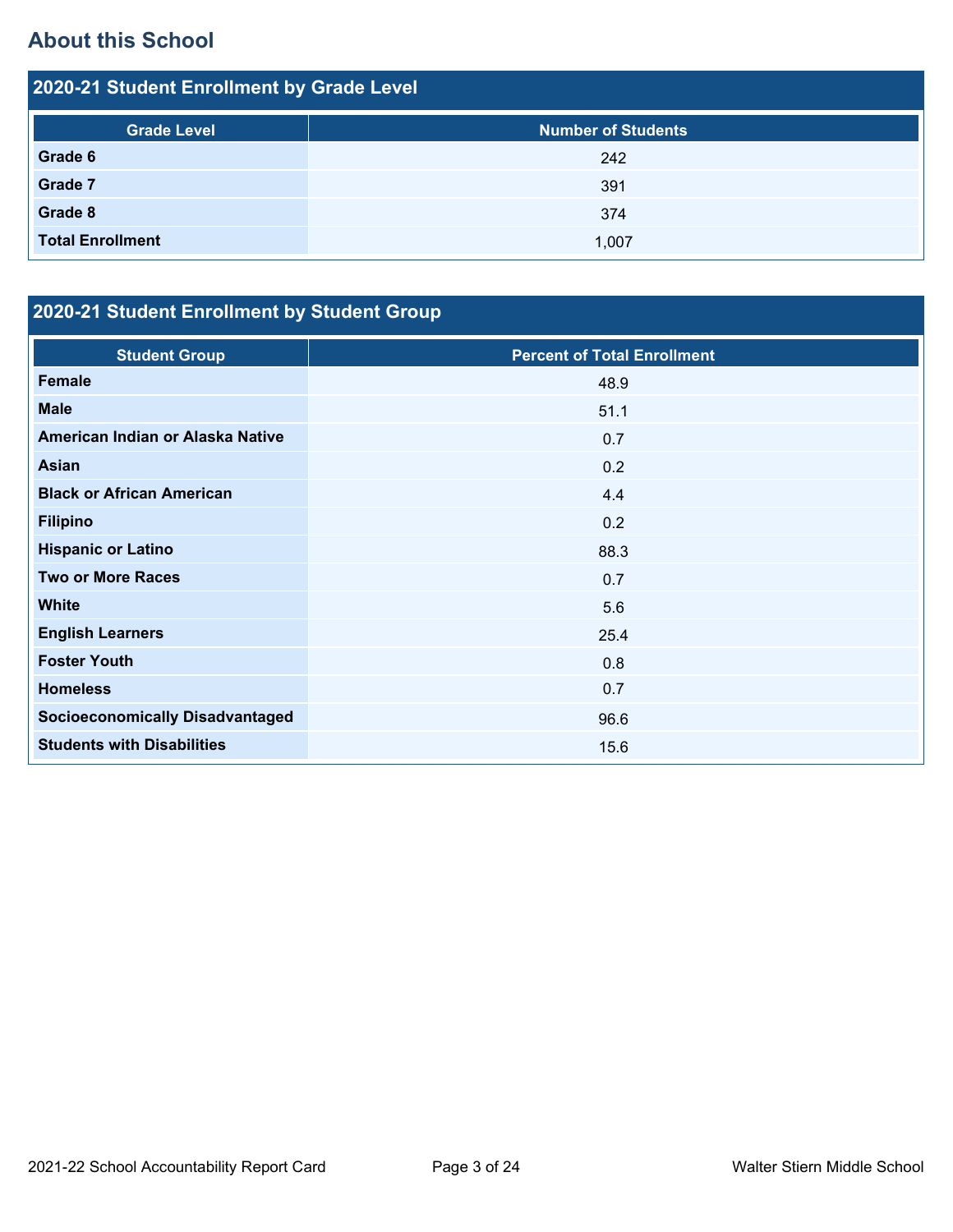# About this School

## 2020-21 Student Enrollment by Grade Level

| Grade Level | Number of Students |
|---|---|
| **Grade 6** | 242 |
| **Grade 7** | 391 |
| **Grade 8** | 374 |
| **Total Enrollment** | 1,007 |

## 2020-21 Student Enrollment by Student Group

| Student Group | Percent of Total Enrollment |
|---|---|
| **Female** | 48.9 |
| **Male** | 51.1 |
| **American Indian or Alaska Native** | 0.7 |
| **Asian** | 0.2 |
| **Black or African American** | 4.4 |
| **Filipino** | 0.2 |
| **Hispanic or Latino** | 88.3 |
| **Two or More Races** | 0.7 |
| **White** | 5.6 |
| **English Learners** | 25.4 |
| **Foster Youth** | 0.8 |
| **Homeless** | 0.7 |
| **Socioeconomically Disadvantaged** | 96.6 |
| **Students with Disabilities** | 15.6 |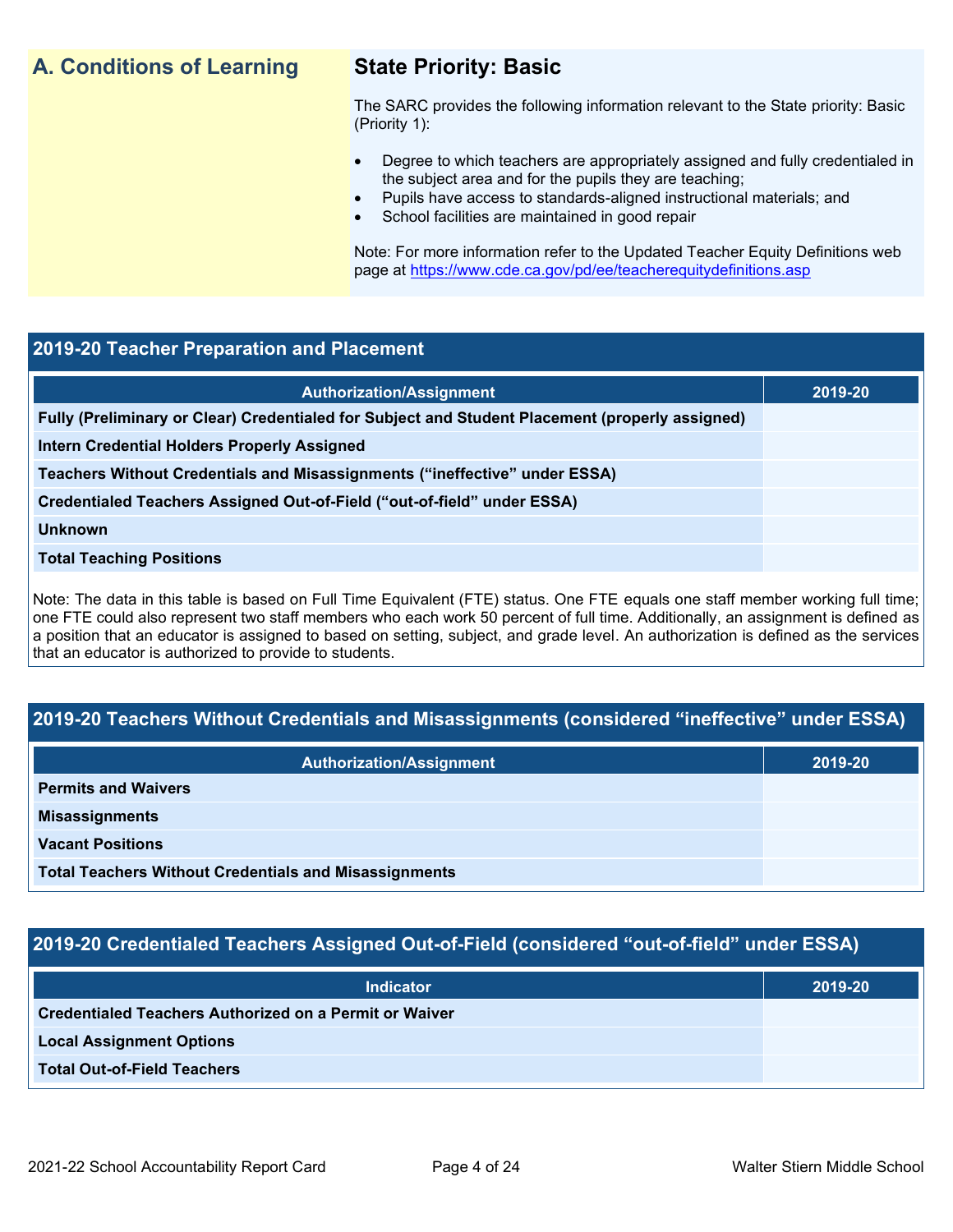## A. Conditions of Learning

### State Priority: Basic

The SARC provides the following information relevant to the State priority: Basic (Priority 1):

- Degree to which teachers are appropriately assigned and fully credentialed in the subject area and for the pupils they are teaching;
- Pupils have access to standards-aligned instructional materials; and
- School facilities are maintained in good repair

Note: For more information refer to the Updated Teacher Equity Definitions web page at https://www.cde.ca.gov/pd/ee/teacherequitydefinitions.asp

### 2019-20 Teacher Preparation and Placement

| Authorization/Assignment | 2019-20 |
|---|---|
| Fully (Preliminary or Clear) Credentialed for Subject and Student Placement (properly assigned) | |
| Intern Credential Holders Properly Assigned | |
| Teachers Without Credentials and Misassignments ("ineffective" under ESSA) | |
| Credentialed Teachers Assigned Out-of-Field ("out-of-field" under ESSA) | |
| Unknown | |
| Total Teaching Positions | |

Note: The data in this table is based on Full Time Equivalent (FTE) status. One FTE equals one staff member working full time; one FTE could also represent two staff members who each work 50 percent of full time. Additionally, an assignment is defined as a position that an educator is assigned to based on setting, subject, and grade level. An authorization is defined as the services that an educator is authorized to provide to students.

### 2019-20 Teachers Without Credentials and Misassignments (considered "ineffective" under ESSA)

| Authorization/Assignment | 2019-20 |
|---|---|
| Permits and Waivers | |
| Misassignments | |
| Vacant Positions | |
| Total Teachers Without Credentials and Misassignments | |

### 2019-20 Credentialed Teachers Assigned Out-of-Field (considered "out-of-field" under ESSA)

| Indicator | 2019-20 |
|---|---|
| Credentialed Teachers Authorized on a Permit or Waiver | |
| Local Assignment Options | |
| Total Out-of-Field Teachers | |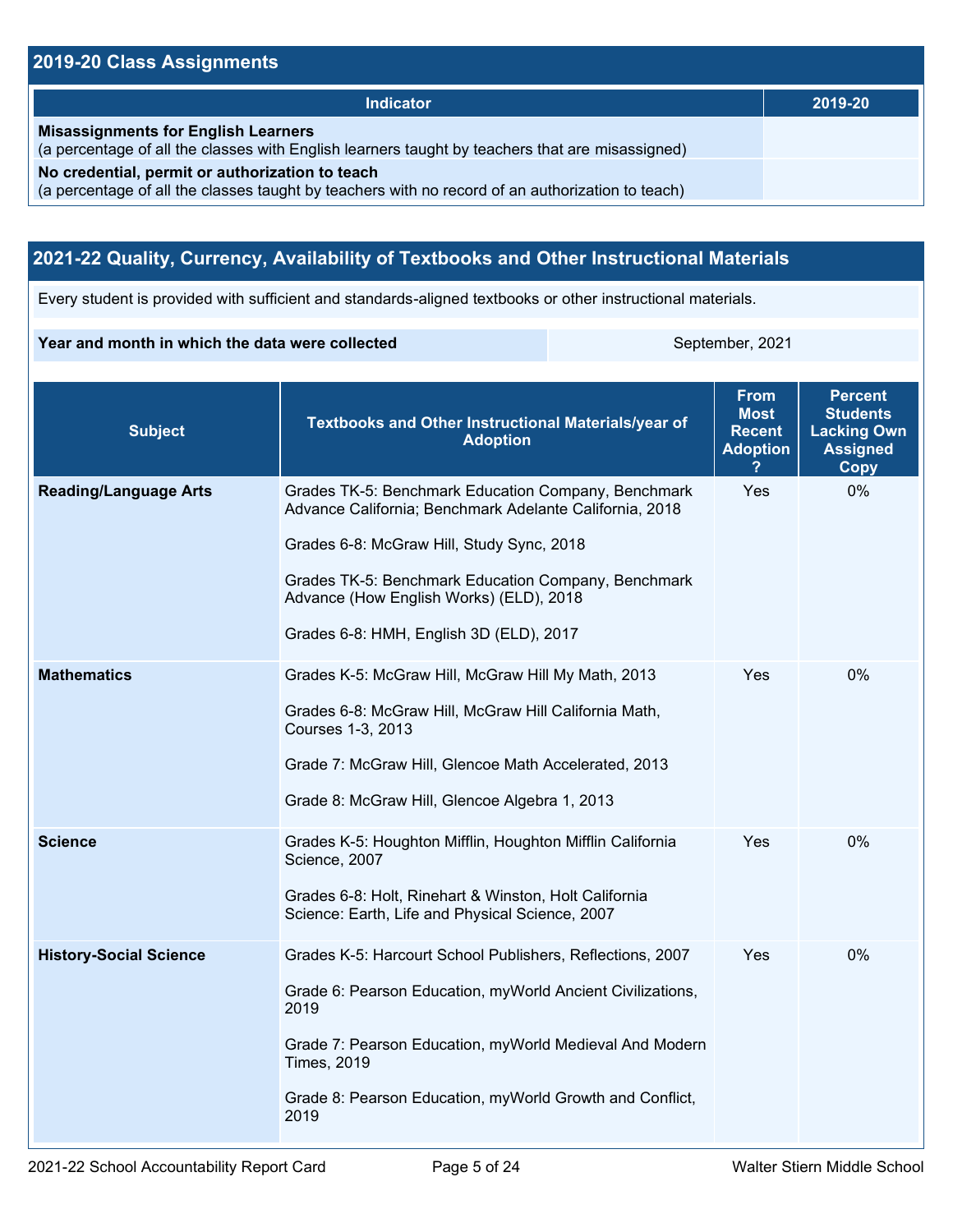## 2019-20 Class Assignments

| Indicator | 2019-20 |
|---|---|
| **Misassignments for English Learners** (a percentage of all the classes with English learners taught by teachers that are misassigned) | |
| **No credential, permit or authorization to teach** (a percentage of all the classes taught by teachers with no record of an authorization to teach) | |

## 2021-22 Quality, Currency, Availability of Textbooks and Other Instructional Materials

Every student is provided with sufficient and standards-aligned textbooks or other instructional materials.

| | |
|---|---|
| **Year and month in which the data were collected** | September, 2021 |

| Subject | Textbooks and Other Instructional Materials/year of Adoption | From Most Recent Adoption ? | Percent Students Lacking Own Assigned Copy |
|---|---|---|---|
| **Reading/Language Arts** | Grades TK-5: Benchmark Education Company, Benchmark Advance California; Benchmark Adelante California, 2018<br><br>Grades 6-8: McGraw Hill, Study Sync, 2018<br><br>Grades TK-5: Benchmark Education Company, Benchmark Advance (How English Works) (ELD), 2018<br><br>Grades 6-8: HMH, English 3D (ELD), 2017 | Yes | 0% |
| **Mathematics** | Grades K-5: McGraw Hill, McGraw Hill My Math, 2013<br><br>Grades 6-8: McGraw Hill, McGraw Hill California Math, Courses 1-3, 2013<br><br>Grade 7: McGraw Hill, Glencoe Math Accelerated, 2013<br><br>Grade 8: McGraw Hill, Glencoe Algebra 1, 2013 | Yes | 0% |
| **Science** | Grades K-5: Houghton Mifflin, Houghton Mifflin California Science, 2007<br><br>Grades 6-8: Holt, Rinehart & Winston, Holt California Science: Earth, Life and Physical Science, 2007 | Yes | 0% |
| **History-Social Science** | Grades K-5: Harcourt School Publishers, Reflections, 2007<br><br>Grade 6: Pearson Education, myWorld Ancient Civilizations, 2019<br><br>Grade 7: Pearson Education, myWorld Medieval And Modern Times, 2019<br><br>Grade 8: Pearson Education, myWorld Growth and Conflict, 2019 | Yes | 0% |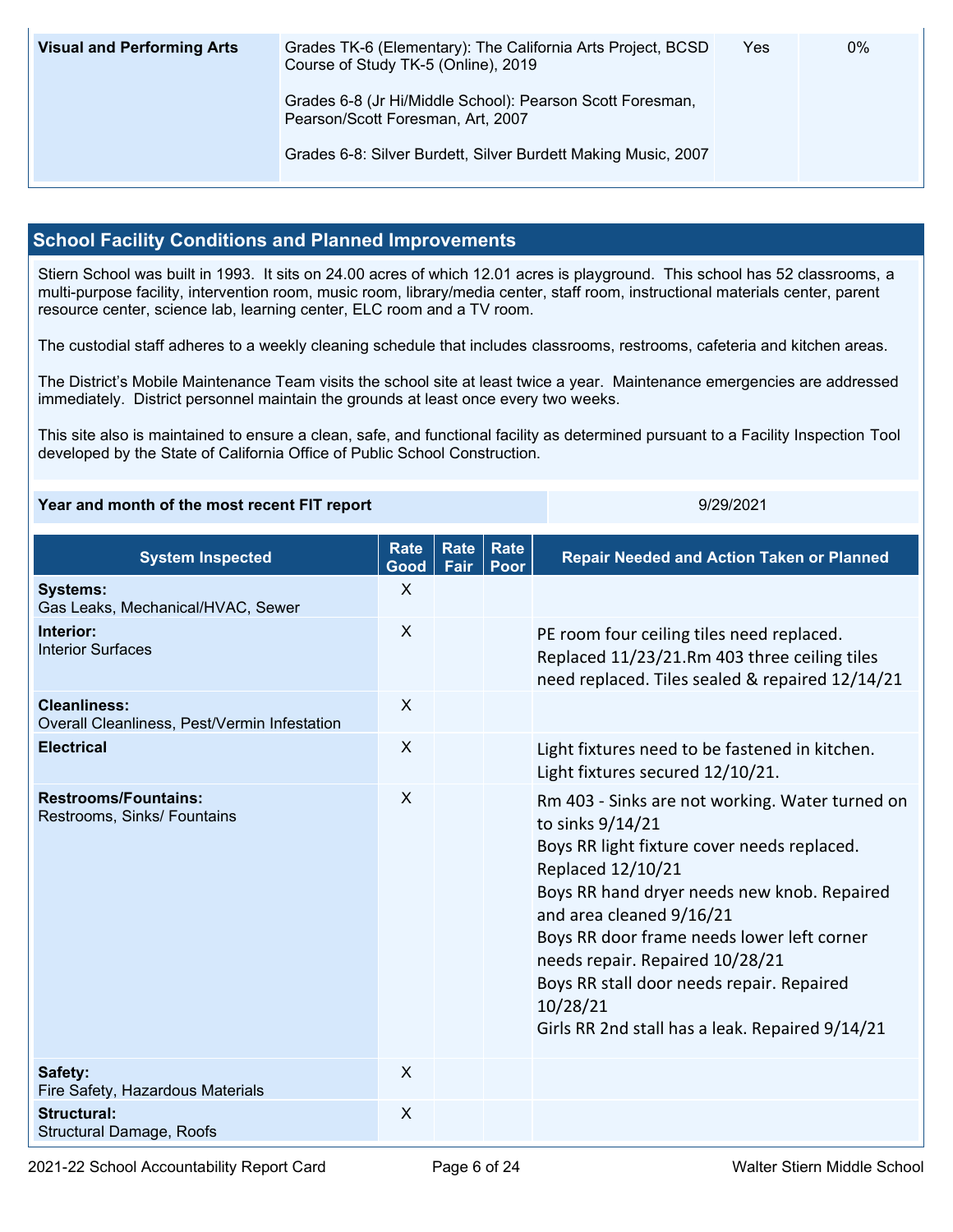| | | | |
|---|---|---|---|
| **Visual and Performing Arts** | Grades TK-6 (Elementary): The California Arts Project, BCSD Course of Study TK-5 (Online), 2019<br><br>Grades 6-8 (Jr Hi/Middle School): Pearson Scott Foresman, Pearson/Scott Foresman, Art, 2007<br><br>Grades 6-8: Silver Burdett, Silver Burdett Making Music, 2007 | Yes | 0% |

## School Facility Conditions and Planned Improvements

Stiern School was built in 1993. It sits on 24.00 acres of which 12.01 acres is playground. This school has 52 classrooms, a multi-purpose facility, intervention room, music room, library/media center, staff room, instructional materials center, parent resource center, science lab, learning center, ELC room and a TV room.

The custodial staff adheres to a weekly cleaning schedule that includes classrooms, restrooms, cafeteria and kitchen areas.

The District's Mobile Maintenance Team visits the school site at least twice a year. Maintenance emergencies are addressed immediately. District personnel maintain the grounds at least once every two weeks.

This site also is maintained to ensure a clean, safe, and functional facility as determined pursuant to a Facility Inspection Tool developed by the State of California Office of Public School Construction.

| | |
|---|---|
| **Year and month of the most recent FIT report** | 9/29/2021 |

| System Inspected | Rate Good | Rate Fair | Rate Poor | Repair Needed and Action Taken or Planned |
|---|---|---|---|---|
| **Systems:** Gas Leaks, Mechanical/HVAC, Sewer | X | | | |
| **Interior:** Interior Surfaces | X | | | PE room four ceiling tiles need replaced. Replaced 11/23/21.Rm 403 three ceiling tiles need replaced. Tiles sealed & repaired 12/14/21 |
| **Cleanliness:** Overall Cleanliness, Pest/Vermin Infestation | X | | | |
| **Electrical** | X | | | Light fixtures need to be fastened in kitchen. Light fixtures secured 12/10/21. |
| **Restrooms/Fountains:** Restrooms, Sinks/ Fountains | X | | | Rm 403 - Sinks are not working. Water turned on to sinks 9/14/21<br>Boys RR light fixture cover needs replaced. Replaced 12/10/21<br>Boys RR hand dryer needs new knob. Repaired and area cleaned 9/16/21<br>Boys RR door frame needs lower left corner needs repair. Repaired 10/28/21<br>Boys RR stall door needs repair. Repaired 10/28/21<br>Girls RR 2nd stall has a leak. Repaired 9/14/21 |
| **Safety:** Fire Safety, Hazardous Materials | X | | | |
| **Structural:** Structural Damage, Roofs | X | | | |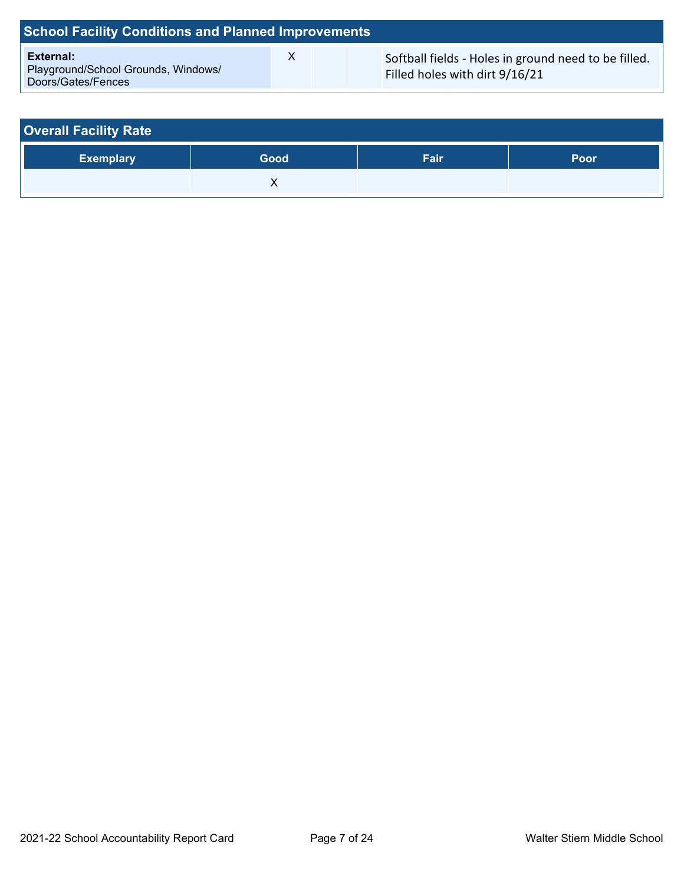## School Facility Conditions and Planned Improvements

| | | | | |
|---|---|---|---|---|
| **External:** Playground/School Grounds, Windows/ Doors/Gates/Fences | X | | | Softball fields - Holes in ground need to be filled. Filled holes with dirt 9/16/21 |

## Overall Facility Rate

| Exemplary | Good | Fair | Poor |
|---|---|---|---|
| | X | | |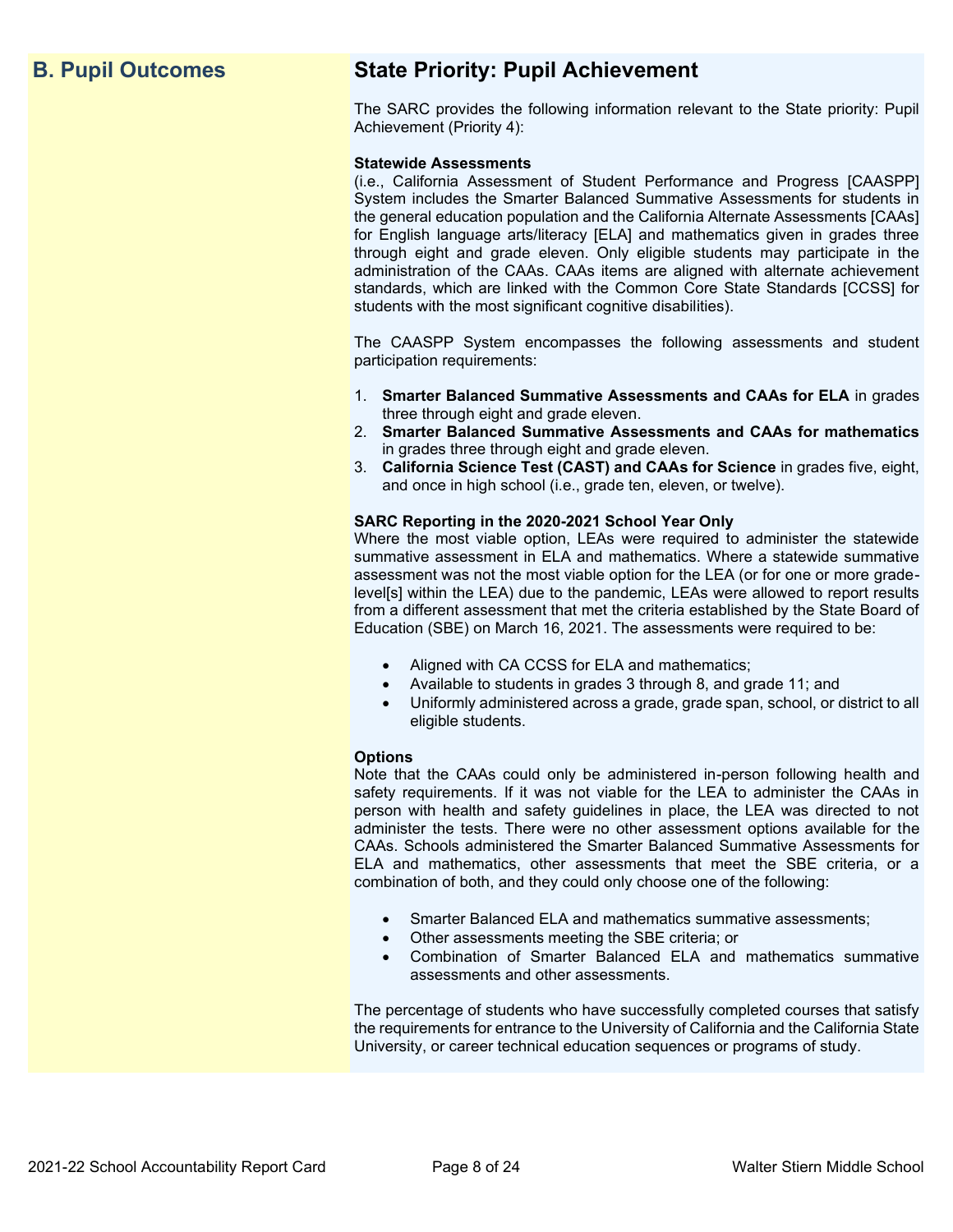## B. Pupil Outcomes

## State Priority: Pupil Achievement

The SARC provides the following information relevant to the State priority: Pupil Achievement (Priority 4):

**Statewide Assessments**
(i.e., California Assessment of Student Performance and Progress [CAASPP] System includes the Smarter Balanced Summative Assessments for students in the general education population and the California Alternate Assessments [CAAs] for English language arts/literacy [ELA] and mathematics given in grades three through eight and grade eleven. Only eligible students may participate in the administration of the CAAs. CAAs items are aligned with alternate achievement standards, which are linked with the Common Core State Standards [CCSS] for students with the most significant cognitive disabilities).

The CAASPP System encompasses the following assessments and student participation requirements:

1. **Smarter Balanced Summative Assessments and CAAs for ELA** in grades three through eight and grade eleven.
2. **Smarter Balanced Summative Assessments and CAAs for mathematics** in grades three through eight and grade eleven.
3. **California Science Test (CAST) and CAAs for Science** in grades five, eight, and once in high school (i.e., grade ten, eleven, or twelve).

**SARC Reporting in the 2020-2021 School Year Only**
Where the most viable option, LEAs were required to administer the statewide summative assessment in ELA and mathematics. Where a statewide summative assessment was not the most viable option for the LEA (or for one or more grade-level[s] within the LEA) due to the pandemic, LEAs were allowed to report results from a different assessment that met the criteria established by the State Board of Education (SBE) on March 16, 2021. The assessments were required to be:

- Aligned with CA CCSS for ELA and mathematics;
- Available to students in grades 3 through 8, and grade 11; and
- Uniformly administered across a grade, grade span, school, or district to all eligible students.

**Options**
Note that the CAAs could only be administered in-person following health and safety requirements. If it was not viable for the LEA to administer the CAAs in person with health and safety guidelines in place, the LEA was directed to not administer the tests. There were no other assessment options available for the CAAs. Schools administered the Smarter Balanced Summative Assessments for ELA and mathematics, other assessments that meet the SBE criteria, or a combination of both, and they could only choose one of the following:

- Smarter Balanced ELA and mathematics summative assessments;
- Other assessments meeting the SBE criteria; or
- Combination of Smarter Balanced ELA and mathematics summative assessments and other assessments.

The percentage of students who have successfully completed courses that satisfy the requirements for entrance to the University of California and the California State University, or career technical education sequences or programs of study.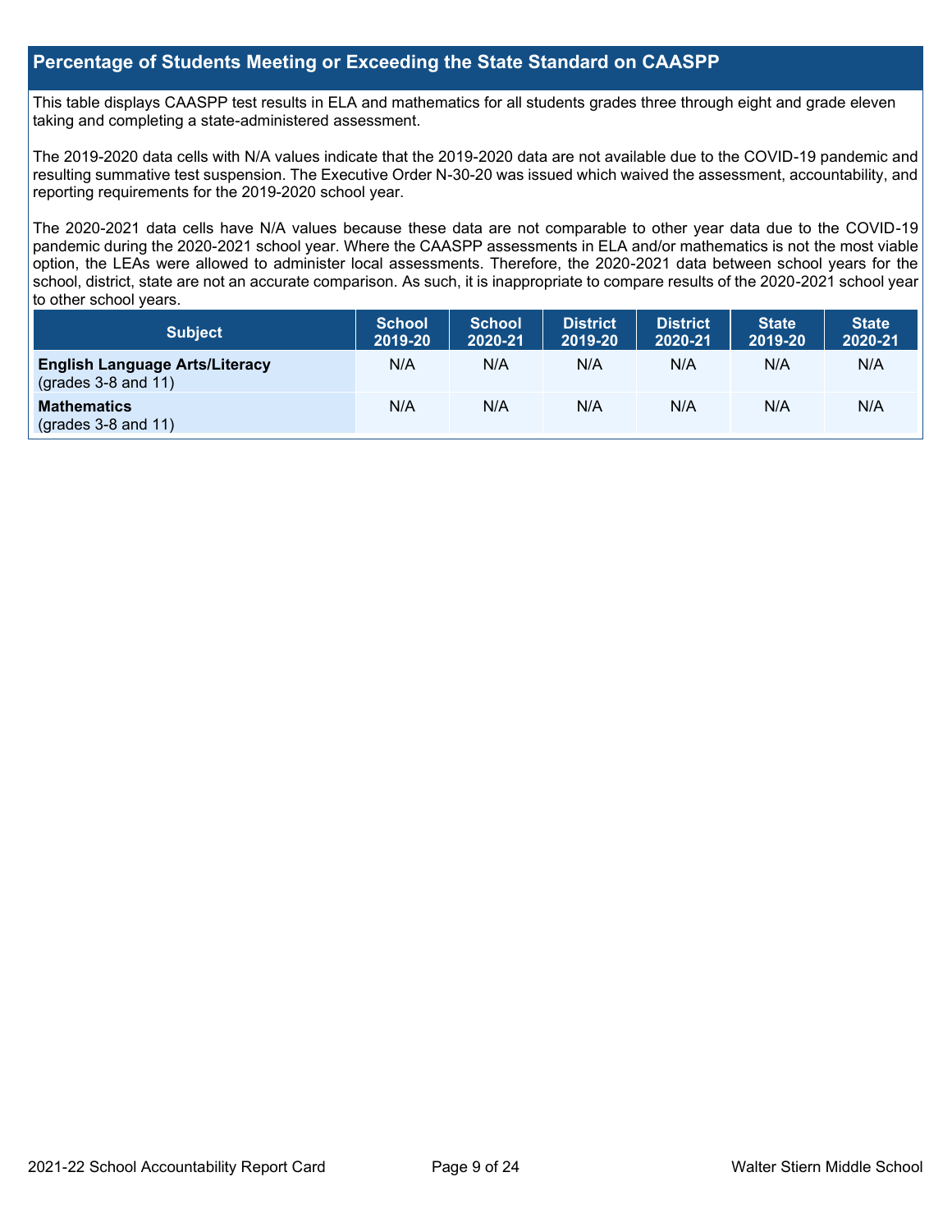## Percentage of Students Meeting or Exceeding the State Standard on CAASPP

This table displays CAASPP test results in ELA and mathematics for all students grades three through eight and grade eleven taking and completing a state-administered assessment.

The 2019-2020 data cells with N/A values indicate that the 2019-2020 data are not available due to the COVID-19 pandemic and resulting summative test suspension. The Executive Order N-30-20 was issued which waived the assessment, accountability, and reporting requirements for the 2019-2020 school year.

The 2020-2021 data cells have N/A values because these data are not comparable to other year data due to the COVID-19 pandemic during the 2020-2021 school year. Where the CAASPP assessments in ELA and/or mathematics is not the most viable option, the LEAs were allowed to administer local assessments. Therefore, the 2020-2021 data between school years for the school, district, state are not an accurate comparison. As such, it is inappropriate to compare results of the 2020-2021 school year to other school years.

| Subject | School 2019-20 | School 2020-21 | District 2019-20 | District 2020-21 | State 2019-20 | State 2020-21 |
|---|---|---|---|---|---|---|
| **English Language Arts/Literacy** (grades 3-8 and 11) | N/A | N/A | N/A | N/A | N/A | N/A |
| **Mathematics** (grades 3-8 and 11) | N/A | N/A | N/A | N/A | N/A | N/A |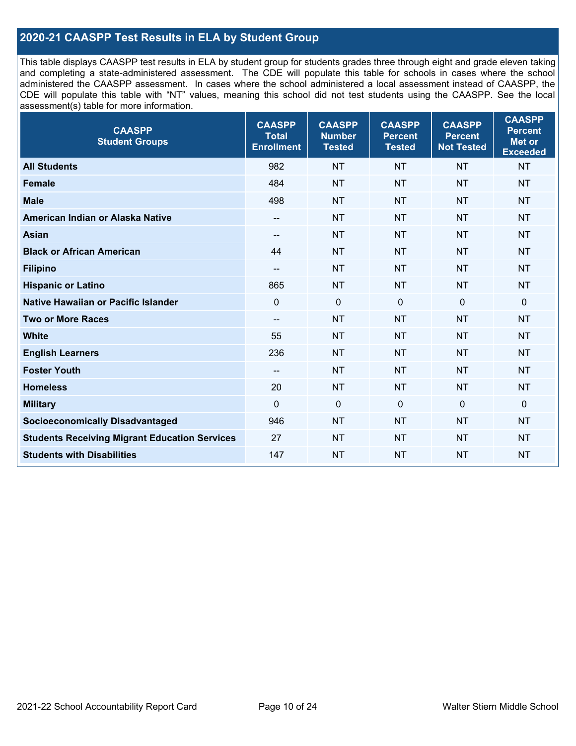## 2020-21 CAASPP Test Results in ELA by Student Group

This table displays CAASPP test results in ELA by student group for students grades three through eight and grade eleven taking and completing a state-administered assessment. The CDE will populate this table for schools in cases where the school administered the CAASPP assessment. In cases where the school administered a local assessment instead of CAASPP, the CDE will populate this table with "NT" values, meaning this school did not test students using the CAASPP. See the local assessment(s) table for more information.

| CAASPP Student Groups | CAASPP Total Enrollment | CAASPP Number Tested | CAASPP Percent Tested | CAASPP Percent Not Tested | CAASPP Percent Met or Exceeded |
|---|---|---|---|---|---|
| **All Students** | 982 | NT | NT | NT | NT |
| **Female** | 484 | NT | NT | NT | NT |
| **Male** | 498 | NT | NT | NT | NT |
| **American Indian or Alaska Native** | -- | NT | NT | NT | NT |
| **Asian** | -- | NT | NT | NT | NT |
| **Black or African American** | 44 | NT | NT | NT | NT |
| **Filipino** | -- | NT | NT | NT | NT |
| **Hispanic or Latino** | 865 | NT | NT | NT | NT |
| **Native Hawaiian or Pacific Islander** | 0 | 0 | 0 | 0 | 0 |
| **Two or More Races** | -- | NT | NT | NT | NT |
| **White** | 55 | NT | NT | NT | NT |
| **English Learners** | 236 | NT | NT | NT | NT |
| **Foster Youth** | -- | NT | NT | NT | NT |
| **Homeless** | 20 | NT | NT | NT | NT |
| **Military** | 0 | 0 | 0 | 0 | 0 |
| **Socioeconomically Disadvantaged** | 946 | NT | NT | NT | NT |
| **Students Receiving Migrant Education Services** | 27 | NT | NT | NT | NT |
| **Students with Disabilities** | 147 | NT | NT | NT | NT |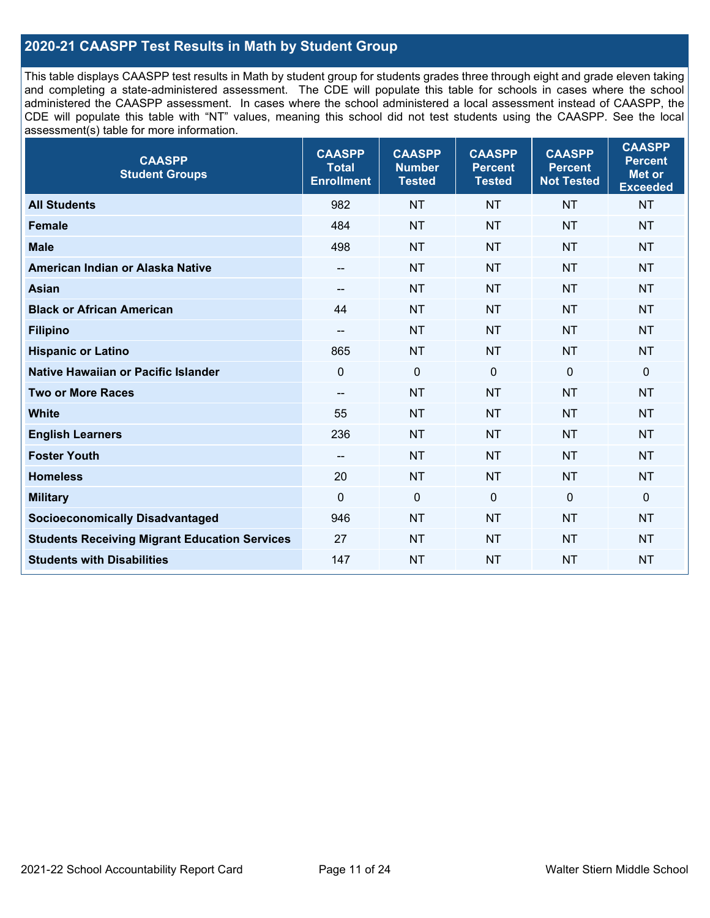## 2020-21 CAASPP Test Results in Math by Student Group

This table displays CAASPP test results in Math by student group for students grades three through eight and grade eleven taking and completing a state-administered assessment. The CDE will populate this table for schools in cases where the school administered the CAASPP assessment. In cases where the school administered a local assessment instead of CAASPP, the CDE will populate this table with "NT" values, meaning this school did not test students using the CAASPP. See the local assessment(s) table for more information.

| CAASPP Student Groups | CAASPP Total Enrollment | CAASPP Number Tested | CAASPP Percent Tested | CAASPP Percent Not Tested | CAASPP Percent Met or Exceeded |
|---|---|---|---|---|---|
| **All Students** | 982 | NT | NT | NT | NT |
| **Female** | 484 | NT | NT | NT | NT |
| **Male** | 498 | NT | NT | NT | NT |
| **American Indian or Alaska Native** | -- | NT | NT | NT | NT |
| **Asian** | -- | NT | NT | NT | NT |
| **Black or African American** | 44 | NT | NT | NT | NT |
| **Filipino** | -- | NT | NT | NT | NT |
| **Hispanic or Latino** | 865 | NT | NT | NT | NT |
| **Native Hawaiian or Pacific Islander** | 0 | 0 | 0 | 0 | 0 |
| **Two or More Races** | -- | NT | NT | NT | NT |
| **White** | 55 | NT | NT | NT | NT |
| **English Learners** | 236 | NT | NT | NT | NT |
| **Foster Youth** | -- | NT | NT | NT | NT |
| **Homeless** | 20 | NT | NT | NT | NT |
| **Military** | 0 | 0 | 0 | 0 | 0 |
| **Socioeconomically Disadvantaged** | 946 | NT | NT | NT | NT |
| **Students Receiving Migrant Education Services** | 27 | NT | NT | NT | NT |
| **Students with Disabilities** | 147 | NT | NT | NT | NT |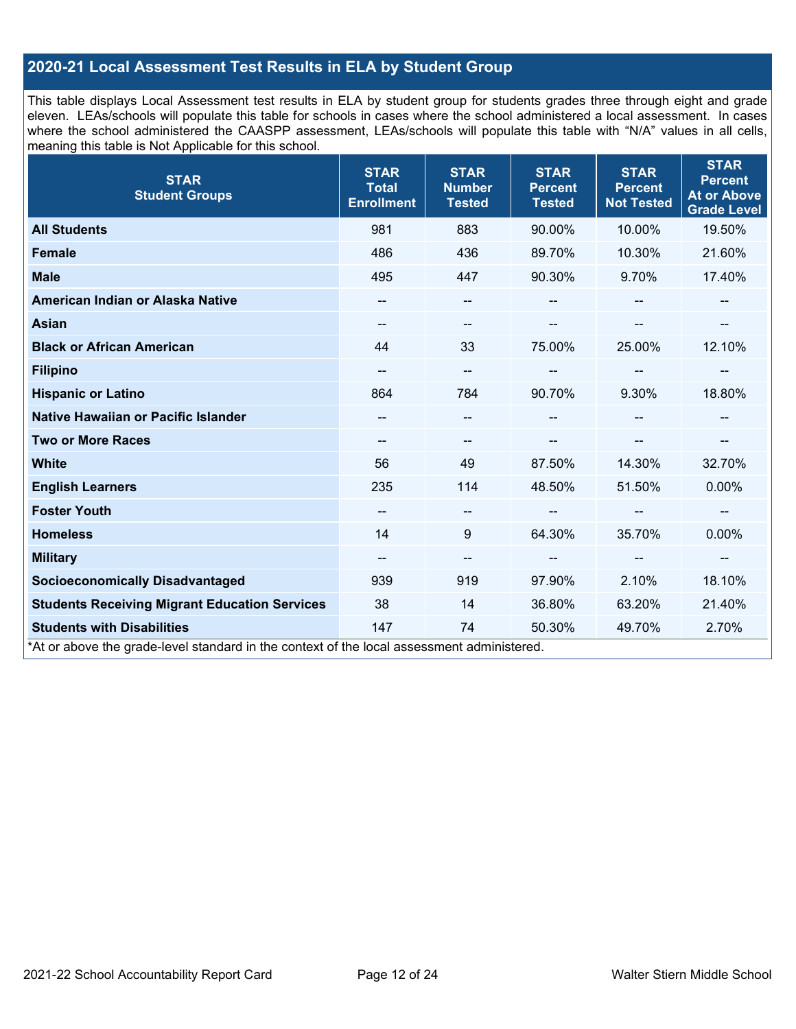## 2020-21 Local Assessment Test Results in ELA by Student Group

This table displays Local Assessment test results in ELA by student group for students grades three through eight and grade eleven. LEAs/schools will populate this table for schools in cases where the school administered a local assessment. In cases where the school administered the CAASPP assessment, LEAs/schools will populate this table with "N/A" values in all cells, meaning this table is Not Applicable for this school.

| STAR Student Groups | STAR Total Enrollment | STAR Number Tested | STAR Percent Tested | STAR Percent Not Tested | STAR Percent At or Above Grade Level |
|---|---|---|---|---|---|
| **All Students** | 981 | 883 | 90.00% | 10.00% | 19.50% |
| **Female** | 486 | 436 | 89.70% | 10.30% | 21.60% |
| **Male** | 495 | 447 | 90.30% | 9.70% | 17.40% |
| **American Indian or Alaska Native** | -- | -- | -- | -- | -- |
| **Asian** | -- | -- | -- | -- | -- |
| **Black or African American** | 44 | 33 | 75.00% | 25.00% | 12.10% |
| **Filipino** | -- | -- | -- | -- | -- |
| **Hispanic or Latino** | 864 | 784 | 90.70% | 9.30% | 18.80% |
| **Native Hawaiian or Pacific Islander** | -- | -- | -- | -- | -- |
| **Two or More Races** | -- | -- | -- | -- | -- |
| **White** | 56 | 49 | 87.50% | 14.30% | 32.70% |
| **English Learners** | 235 | 114 | 48.50% | 51.50% | 0.00% |
| **Foster Youth** | -- | -- | -- | -- | -- |
| **Homeless** | 14 | 9 | 64.30% | 35.70% | 0.00% |
| **Military** | -- | -- | -- | -- | -- |
| **Socioeconomically Disadvantaged** | 939 | 919 | 97.90% | 2.10% | 18.10% |
| **Students Receiving Migrant Education Services** | 38 | 14 | 36.80% | 63.20% | 21.40% |
| **Students with Disabilities** | 147 | 74 | 50.30% | 49.70% | 2.70% |

*At or above the grade-level standard in the context of the local assessment administered.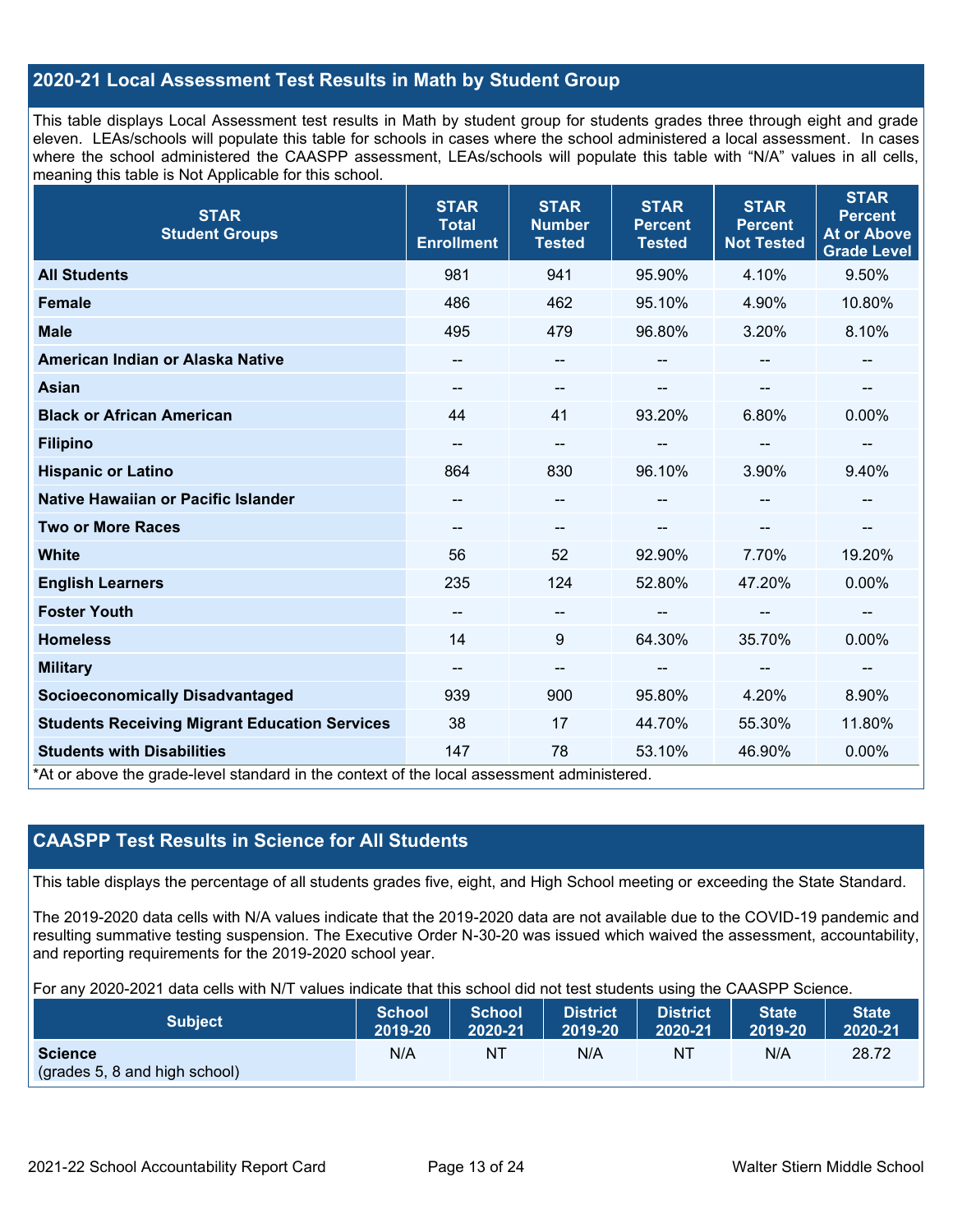## 2020-21 Local Assessment Test Results in Math by Student Group

This table displays Local Assessment test results in Math by student group for students grades three through eight and grade eleven. LEAs/schools will populate this table for schools in cases where the school administered a local assessment. In cases where the school administered the CAASPP assessment, LEAs/schools will populate this table with "N/A" values in all cells, meaning this table is Not Applicable for this school.

| STAR Student Groups | STAR Total Enrollment | STAR Number Tested | STAR Percent Tested | STAR Percent Not Tested | STAR Percent At or Above Grade Level |
|---|---|---|---|---|---|
| **All Students** | 981 | 941 | 95.90% | 4.10% | 9.50% |
| **Female** | 486 | 462 | 95.10% | 4.90% | 10.80% |
| **Male** | 495 | 479 | 96.80% | 3.20% | 8.10% |
| **American Indian or Alaska Native** | -- | -- | -- | -- | -- |
| **Asian** | -- | -- | -- | -- | -- |
| **Black or African American** | 44 | 41 | 93.20% | 6.80% | 0.00% |
| **Filipino** | -- | -- | -- | -- | -- |
| **Hispanic or Latino** | 864 | 830 | 96.10% | 3.90% | 9.40% |
| **Native Hawaiian or Pacific Islander** | -- | -- | -- | -- | -- |
| **Two or More Races** | -- | -- | -- | -- | -- |
| **White** | 56 | 52 | 92.90% | 7.70% | 19.20% |
| **English Learners** | 235 | 124 | 52.80% | 47.20% | 0.00% |
| **Foster Youth** | -- | -- | -- | -- | -- |
| **Homeless** | 14 | 9 | 64.30% | 35.70% | 0.00% |
| **Military** | -- | -- | -- | -- | -- |
| **Socioeconomically Disadvantaged** | 939 | 900 | 95.80% | 4.20% | 8.90% |
| **Students Receiving Migrant Education Services** | 38 | 17 | 44.70% | 55.30% | 11.80% |
| **Students with Disabilities** | 147 | 78 | 53.10% | 46.90% | 0.00% |

*At or above the grade-level standard in the context of the local assessment administered.

## CAASPP Test Results in Science for All Students

This table displays the percentage of all students grades five, eight, and High School meeting or exceeding the State Standard.

The 2019-2020 data cells with N/A values indicate that the 2019-2020 data are not available due to the COVID-19 pandemic and resulting summative testing suspension. The Executive Order N-30-20 was issued which waived the assessment, accountability, and reporting requirements for the 2019-2020 school year.

For any 2020-2021 data cells with N/T values indicate that this school did not test students using the CAASPP Science.

| Subject | School 2019-20 | School 2020-21 | District 2019-20 | District 2020-21 | State 2019-20 | State 2020-21 |
|---|---|---|---|---|---|---|
| **Science** (grades 5, 8 and high school) | N/A | NT | N/A | NT | N/A | 28.72 |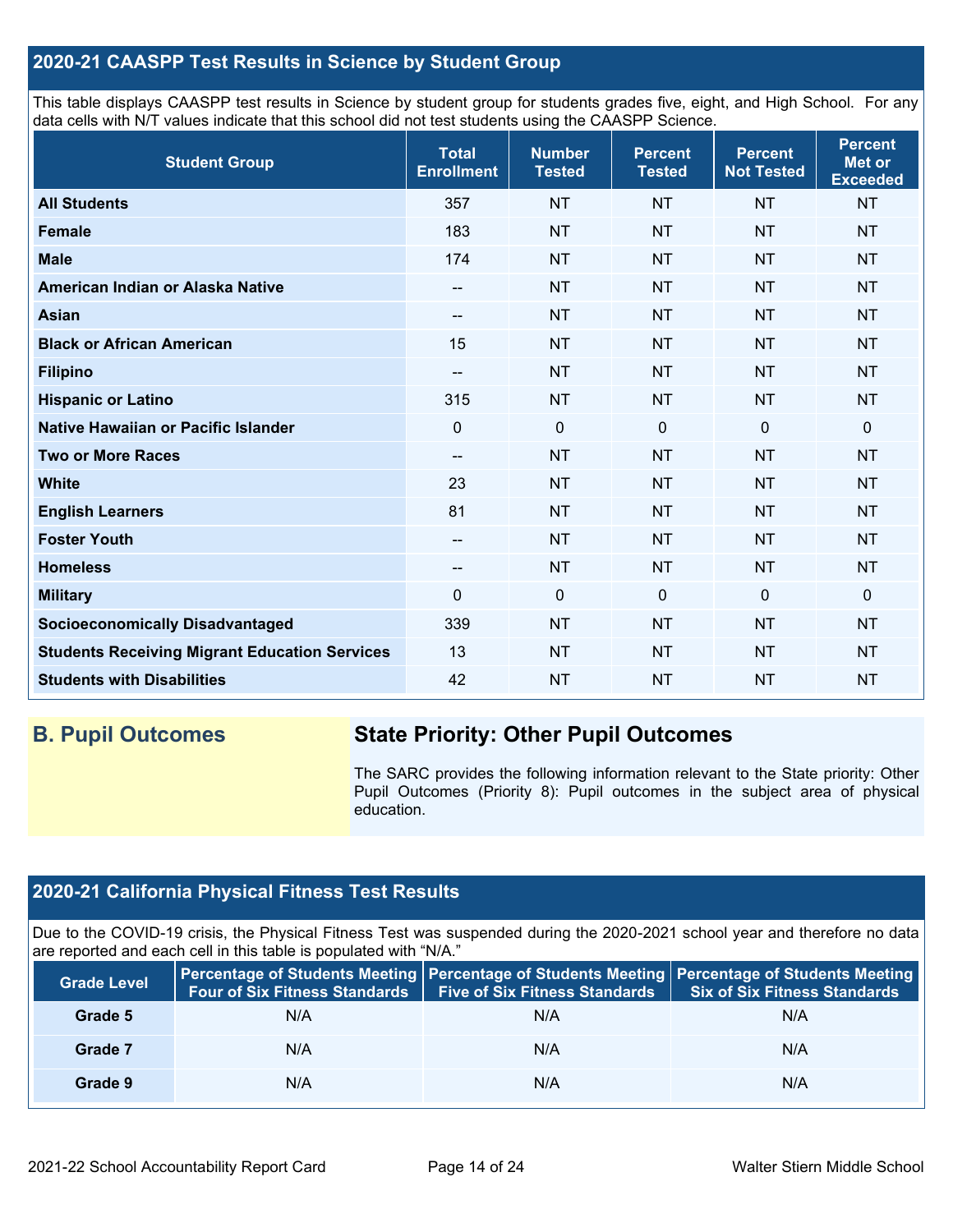## 2020-21 CAASPP Test Results in Science by Student Group

This table displays CAASPP test results in Science by student group for students grades five, eight, and High School. For any data cells with N/T values indicate that this school did not test students using the CAASPP Science.

| Student Group | Total Enrollment | Number Tested | Percent Tested | Percent Not Tested | Percent Met or Exceeded |
|---|---|---|---|---|---|
| **All Students** | 357 | NT | NT | NT | NT |
| **Female** | 183 | NT | NT | NT | NT |
| **Male** | 174 | NT | NT | NT | NT |
| **American Indian or Alaska Native** | -- | NT | NT | NT | NT |
| **Asian** | -- | NT | NT | NT | NT |
| **Black or African American** | 15 | NT | NT | NT | NT |
| **Filipino** | -- | NT | NT | NT | NT |
| **Hispanic or Latino** | 315 | NT | NT | NT | NT |
| **Native Hawaiian or Pacific Islander** | 0 | 0 | 0 | 0 | 0 |
| **Two or More Races** | -- | NT | NT | NT | NT |
| **White** | 23 | NT | NT | NT | NT |
| **English Learners** | 81 | NT | NT | NT | NT |
| **Foster Youth** | -- | NT | NT | NT | NT |
| **Homeless** | -- | NT | NT | NT | NT |
| **Military** | 0 | 0 | 0 | 0 | 0 |
| **Socioeconomically Disadvantaged** | 339 | NT | NT | NT | NT |
| **Students Receiving Migrant Education Services** | 13 | NT | NT | NT | NT |
| **Students with Disabilities** | 42 | NT | NT | NT | NT |

## B. Pupil Outcomes

## State Priority: Other Pupil Outcomes

The SARC provides the following information relevant to the State priority: Other Pupil Outcomes (Priority 8): Pupil outcomes in the subject area of physical education.

## 2020-21 California Physical Fitness Test Results

Due to the COVID-19 crisis, the Physical Fitness Test was suspended during the 2020-2021 school year and therefore no data are reported and each cell in this table is populated with "N/A."

| Grade Level | Percentage of Students Meeting Four of Six Fitness Standards | Percentage of Students Meeting Five of Six Fitness Standards | Percentage of Students Meeting Six of Six Fitness Standards |
|---|---|---|---|
| **Grade 5** | N/A | N/A | N/A |
| **Grade 7** | N/A | N/A | N/A |
| **Grade 9** | N/A | N/A | N/A |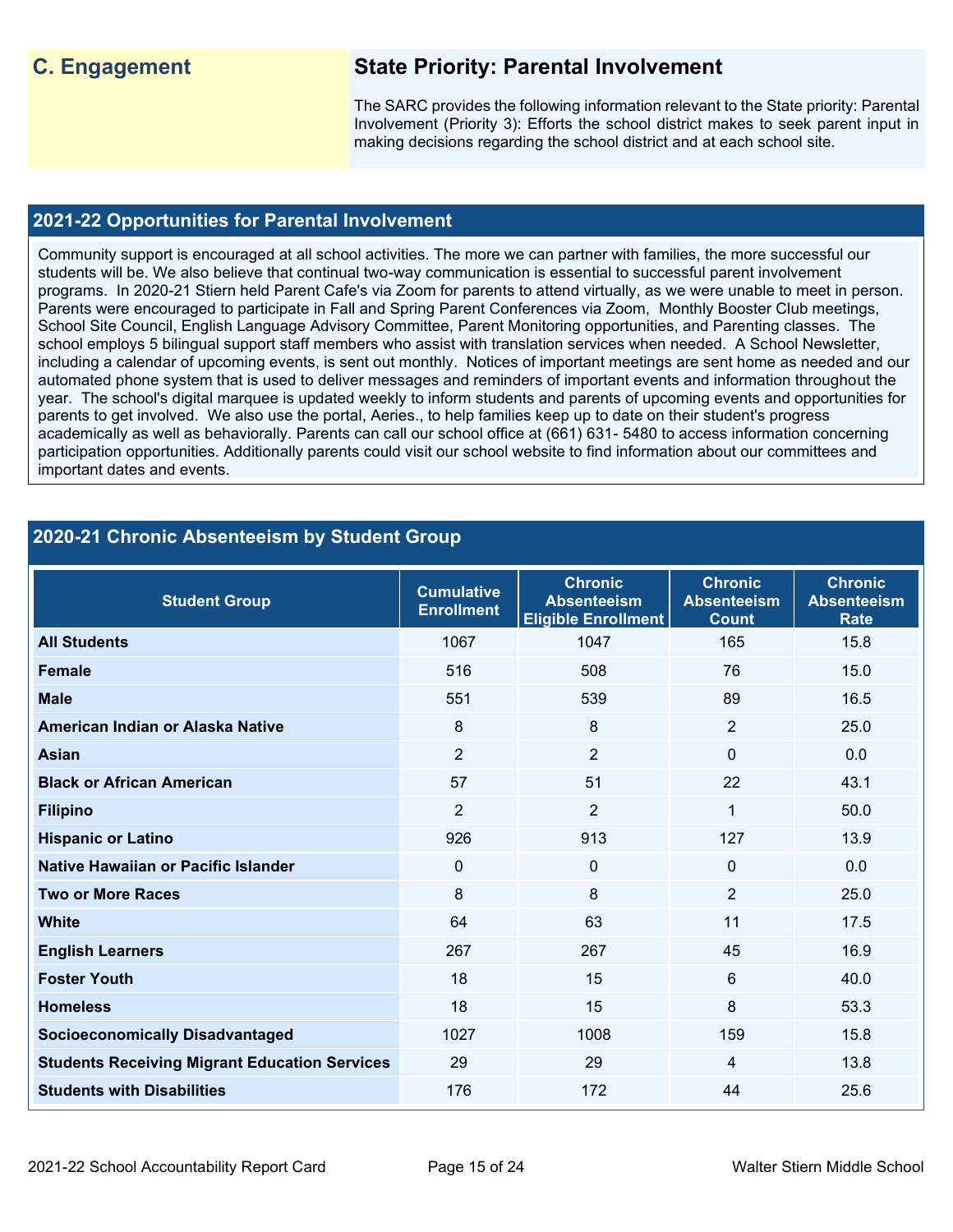## C. Engagement

### State Priority: Parental Involvement

The SARC provides the following information relevant to the State priority: Parental Involvement (Priority 3): Efforts the school district makes to seek parent input in making decisions regarding the school district and at each school site.

### 2021-22 Opportunities for Parental Involvement

Community support is encouraged at all school activities. The more we can partner with families, the more successful our students will be. We also believe that continual two-way communication is essential to successful parent involvement programs. In 2020-21 Stiern held Parent Cafe's via Zoom for parents to attend virtually, as we were unable to meet in person. Parents were encouraged to participate in Fall and Spring Parent Conferences via Zoom, Monthly Booster Club meetings, School Site Council, English Language Advisory Committee, Parent Monitoring opportunities, and Parenting classes. The school employs 5 bilingual support staff members who assist with translation services when needed. A School Newsletter, including a calendar of upcoming events, is sent out monthly. Notices of important meetings are sent home as needed and our automated phone system that is used to deliver messages and reminders of important events and information throughout the year. The school's digital marquee is updated weekly to inform students and parents of upcoming events and opportunities for parents to get involved. We also use the portal, Aeries., to help families keep up to date on their student's progress academically as well as behaviorally. Parents can call our school office at (661) 631- 5480 to access information concerning participation opportunities. Additionally parents could visit our school website to find information about our committees and important dates and events.

### 2020-21 Chronic Absenteeism by Student Group

| Student Group | Cumulative Enrollment | Chronic Absenteeism Eligible Enrollment | Chronic Absenteeism Count | Chronic Absenteeism Rate |
|---|---|---|---|---|
| **All Students** | 1067 | 1047 | 165 | 15.8 |
| **Female** | 516 | 508 | 76 | 15.0 |
| **Male** | 551 | 539 | 89 | 16.5 |
| **American Indian or Alaska Native** | 8 | 8 | 2 | 25.0 |
| **Asian** | 2 | 2 | 0 | 0.0 |
| **Black or African American** | 57 | 51 | 22 | 43.1 |
| **Filipino** | 2 | 2 | 1 | 50.0 |
| **Hispanic or Latino** | 926 | 913 | 127 | 13.9 |
| **Native Hawaiian or Pacific Islander** | 0 | 0 | 0 | 0.0 |
| **Two or More Races** | 8 | 8 | 2 | 25.0 |
| **White** | 64 | 63 | 11 | 17.5 |
| **English Learners** | 267 | 267 | 45 | 16.9 |
| **Foster Youth** | 18 | 15 | 6 | 40.0 |
| **Homeless** | 18 | 15 | 8 | 53.3 |
| **Socioeconomically Disadvantaged** | 1027 | 1008 | 159 | 15.8 |
| **Students Receiving Migrant Education Services** | 29 | 29 | 4 | 13.8 |
| **Students with Disabilities** | 176 | 172 | 44 | 25.6 |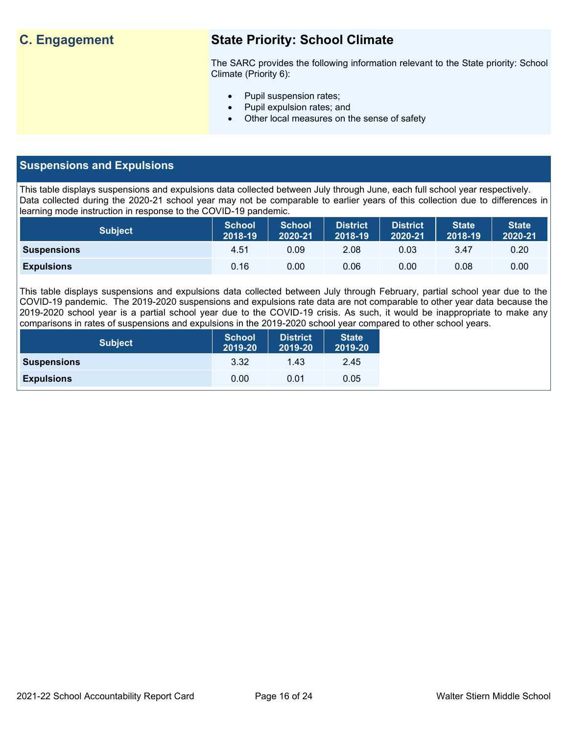## C. Engagement

### State Priority: School Climate

The SARC provides the following information relevant to the State priority: School Climate (Priority 6):

- Pupil suspension rates;
- Pupil expulsion rates; and
- Other local measures on the sense of safety

## Suspensions and Expulsions

This table displays suspensions and expulsions data collected between July through June, each full school year respectively. Data collected during the 2020-21 school year may not be comparable to earlier years of this collection due to differences in learning mode instruction in response to the COVID-19 pandemic.

| Subject | School 2018-19 | School 2020-21 | District 2018-19 | District 2020-21 | State 2018-19 | State 2020-21 |
|---|---|---|---|---|---|---|
| **Suspensions** | 4.51 | 0.09 | 2.08 | 0.03 | 3.47 | 0.20 |
| **Expulsions** | 0.16 | 0.00 | 0.06 | 0.00 | 0.08 | 0.00 |

This table displays suspensions and expulsions data collected between July through February, partial school year due to the COVID-19 pandemic. The 2019-2020 suspensions and expulsions rate data are not comparable to other year data because the 2019-2020 school year is a partial school year due to the COVID-19 crisis. As such, it would be inappropriate to make any comparisons in rates of suspensions and expulsions in the 2019-2020 school year compared to other school years.

| Subject | School 2019-20 | District 2019-20 | State 2019-20 |
|---|---|---|---|
| **Suspensions** | 3.32 | 1.43 | 2.45 |
| **Expulsions** | 0.00 | 0.01 | 0.05 |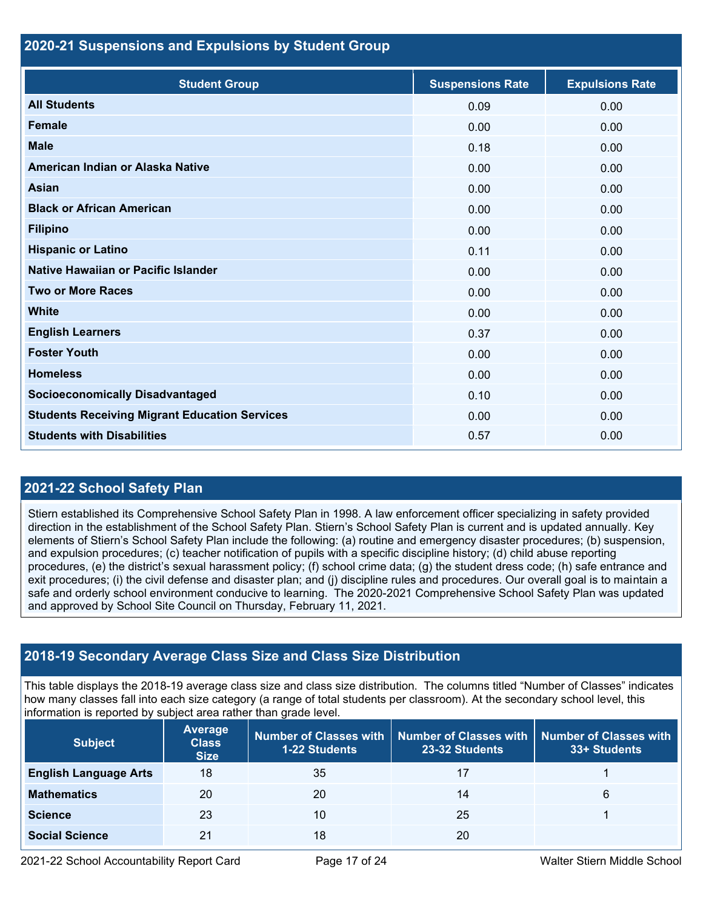## 2020-21 Suspensions and Expulsions by Student Group

| Student Group | Suspensions Rate | Expulsions Rate |
| --- | --- | --- |
| **All Students** | 0.09 | 0.00 |
| **Female** | 0.00 | 0.00 |
| **Male** | 0.18 | 0.00 |
| **American Indian or Alaska Native** | 0.00 | 0.00 |
| **Asian** | 0.00 | 0.00 |
| **Black or African American** | 0.00 | 0.00 |
| **Filipino** | 0.00 | 0.00 |
| **Hispanic or Latino** | 0.11 | 0.00 |
| **Native Hawaiian or Pacific Islander** | 0.00 | 0.00 |
| **Two or More Races** | 0.00 | 0.00 |
| **White** | 0.00 | 0.00 |
| **English Learners** | 0.37 | 0.00 |
| **Foster Youth** | 0.00 | 0.00 |
| **Homeless** | 0.00 | 0.00 |
| **Socioeconomically Disadvantaged** | 0.10 | 0.00 |
| **Students Receiving Migrant Education Services** | 0.00 | 0.00 |
| **Students with Disabilities** | 0.57 | 0.00 |

## 2021-22 School Safety Plan

Stiern established its Comprehensive School Safety Plan in 1998. A law enforcement officer specializing in safety provided direction in the establishment of the School Safety Plan. Stiern's School Safety Plan is current and is updated annually. Key elements of Stiern's School Safety Plan include the following: (a) routine and emergency disaster procedures; (b) suspension, and expulsion procedures; (c) teacher notification of pupils with a specific discipline history; (d) child abuse reporting procedures, (e) the district's sexual harassment policy; (f) school crime data; (g) the student dress code; (h) safe entrance and exit procedures; (i) the civil defense and disaster plan; and (j) discipline rules and procedures. Our overall goal is to maintain a safe and orderly school environment conducive to learning. The 2020-2021 Comprehensive School Safety Plan was updated and approved by School Site Council on Thursday, February 11, 2021.

## 2018-19 Secondary Average Class Size and Class Size Distribution

This table displays the 2018-19 average class size and class size distribution. The columns titled "Number of Classes" indicates how many classes fall into each size category (a range of total students per classroom). At the secondary school level, this information is reported by subject area rather than grade level.

| Subject | Average Class Size | Number of Classes with 1-22 Students | Number of Classes with 23-32 Students | Number of Classes with 33+ Students |
| --- | --- | --- | --- | --- |
| **English Language Arts** | 18 | 35 | 17 | 1 |
| **Mathematics** | 20 | 20 | 14 | 6 |
| **Science** | 23 | 10 | 25 | 1 |
| **Social Science** | 21 | 18 | 20 | |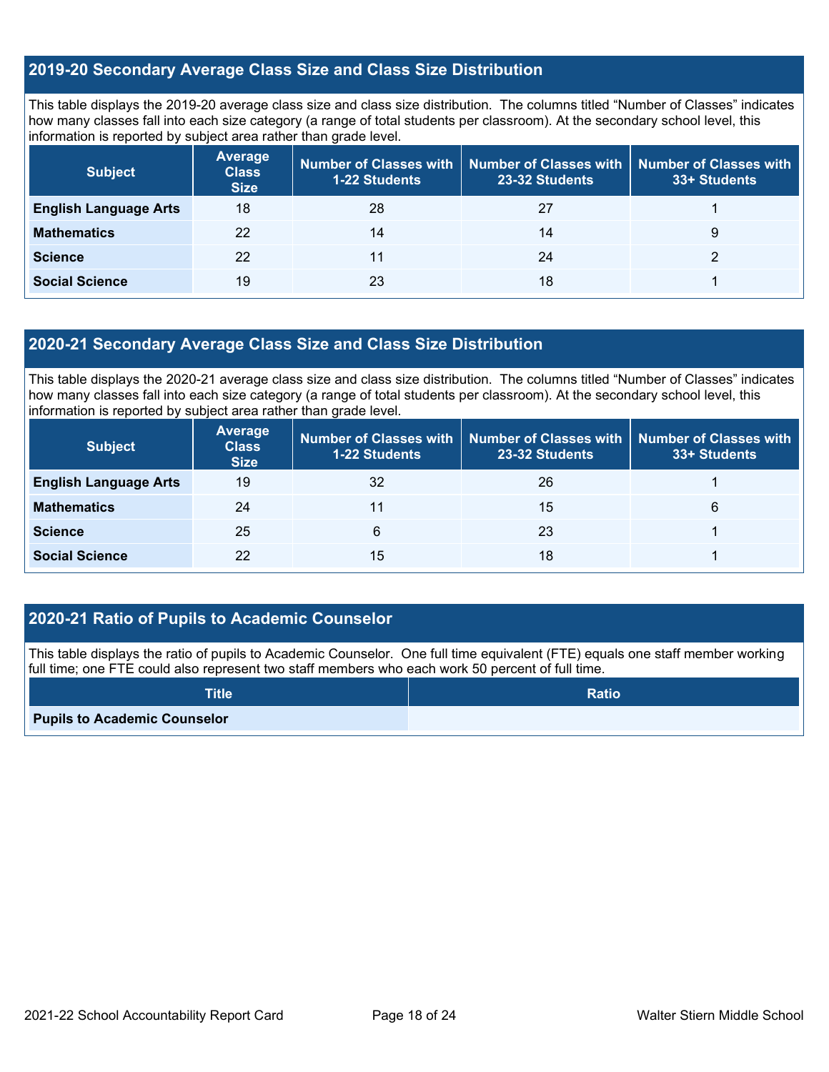## 2019-20 Secondary Average Class Size and Class Size Distribution

This table displays the 2019-20 average class size and class size distribution. The columns titled "Number of Classes" indicates how many classes fall into each size category (a range of total students per classroom). At the secondary school level, this information is reported by subject area rather than grade level.

| Subject | Average Class Size | Number of Classes with 1-22 Students | Number of Classes with 23-32 Students | Number of Classes with 33+ Students |
|---|---|---|---|---|
| **English Language Arts** | 18 | 28 | 27 | 1 |
| **Mathematics** | 22 | 14 | 14 | 9 |
| **Science** | 22 | 11 | 24 | 2 |
| **Social Science** | 19 | 23 | 18 | 1 |

## 2020-21 Secondary Average Class Size and Class Size Distribution

This table displays the 2020-21 average class size and class size distribution. The columns titled "Number of Classes" indicates how many classes fall into each size category (a range of total students per classroom). At the secondary school level, this information is reported by subject area rather than grade level.

| Subject | Average Class Size | Number of Classes with 1-22 Students | Number of Classes with 23-32 Students | Number of Classes with 33+ Students |
|---|---|---|---|---|
| **English Language Arts** | 19 | 32 | 26 | 1 |
| **Mathematics** | 24 | 11 | 15 | 6 |
| **Science** | 25 | 6 | 23 | 1 |
| **Social Science** | 22 | 15 | 18 | 1 |

## 2020-21 Ratio of Pupils to Academic Counselor

This table displays the ratio of pupils to Academic Counselor. One full time equivalent (FTE) equals one staff member working full time; one FTE could also represent two staff members who each work 50 percent of full time.

| Title | Ratio |
|---|---|
| **Pupils to Academic Counselor** | |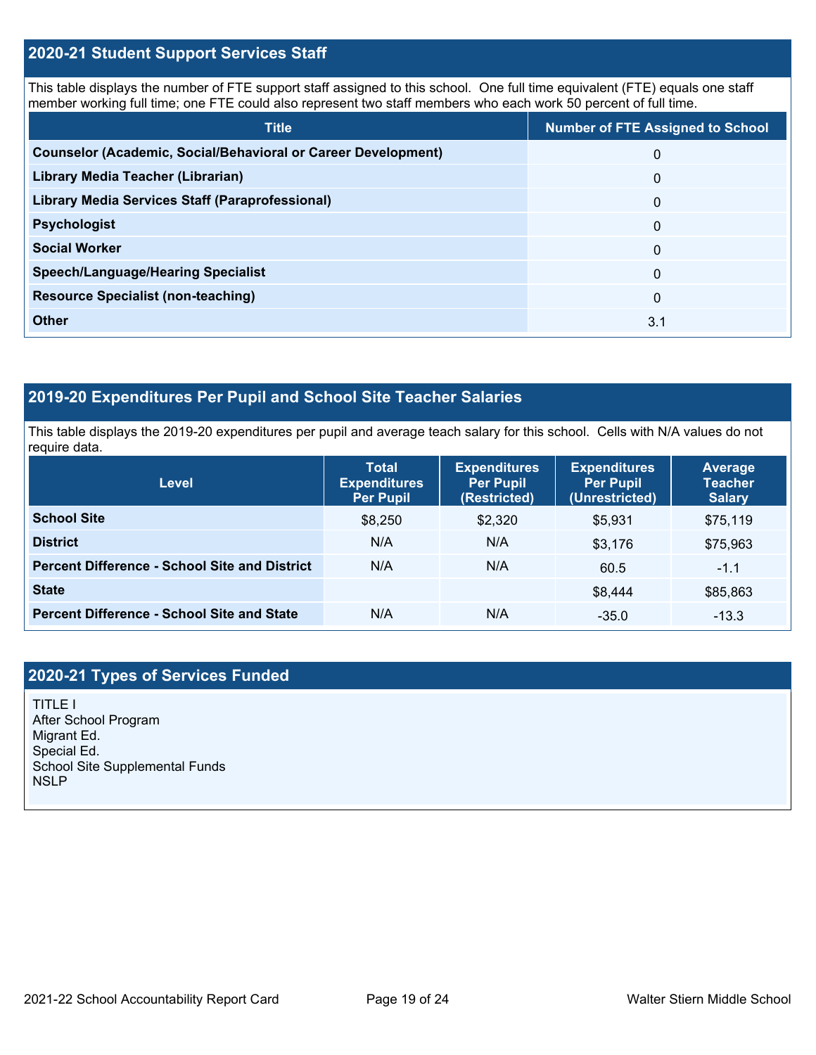## 2020-21 Student Support Services Staff

This table displays the number of FTE support staff assigned to this school. One full time equivalent (FTE) equals one staff member working full time; one FTE could also represent two staff members who each work 50 percent of full time.

| Title | Number of FTE Assigned to School |
|---|---|
| **Counselor (Academic, Social/Behavioral or Career Development)** | 0 |
| **Library Media Teacher (Librarian)** | 0 |
| **Library Media Services Staff (Paraprofessional)** | 0 |
| **Psychologist** | 0 |
| **Social Worker** | 0 |
| **Speech/Language/Hearing Specialist** | 0 |
| **Resource Specialist (non-teaching)** | 0 |
| **Other** | 3.1 |

## 2019-20 Expenditures Per Pupil and School Site Teacher Salaries

This table displays the 2019-20 expenditures per pupil and average teach salary for this school. Cells with N/A values do not require data.

| Level | Total Expenditures Per Pupil | Expenditures Per Pupil (Restricted) | Expenditures Per Pupil (Unrestricted) | Average Teacher Salary |
|---|---|---|---|---|
| **School Site** | $8,250 | $2,320 | $5,931 | $75,119 |
| **District** | N/A | N/A | $3,176 | $75,963 |
| **Percent Difference - School Site and District** | N/A | N/A | 60.5 | -1.1 |
| **State** | | | $8,444 | $85,863 |
| **Percent Difference - School Site and State** | N/A | N/A | -35.0 | -13.3 |

## 2020-21 Types of Services Funded

TITLE I
After School Program
Migrant Ed.
Special Ed.
School Site Supplemental Funds
NSLP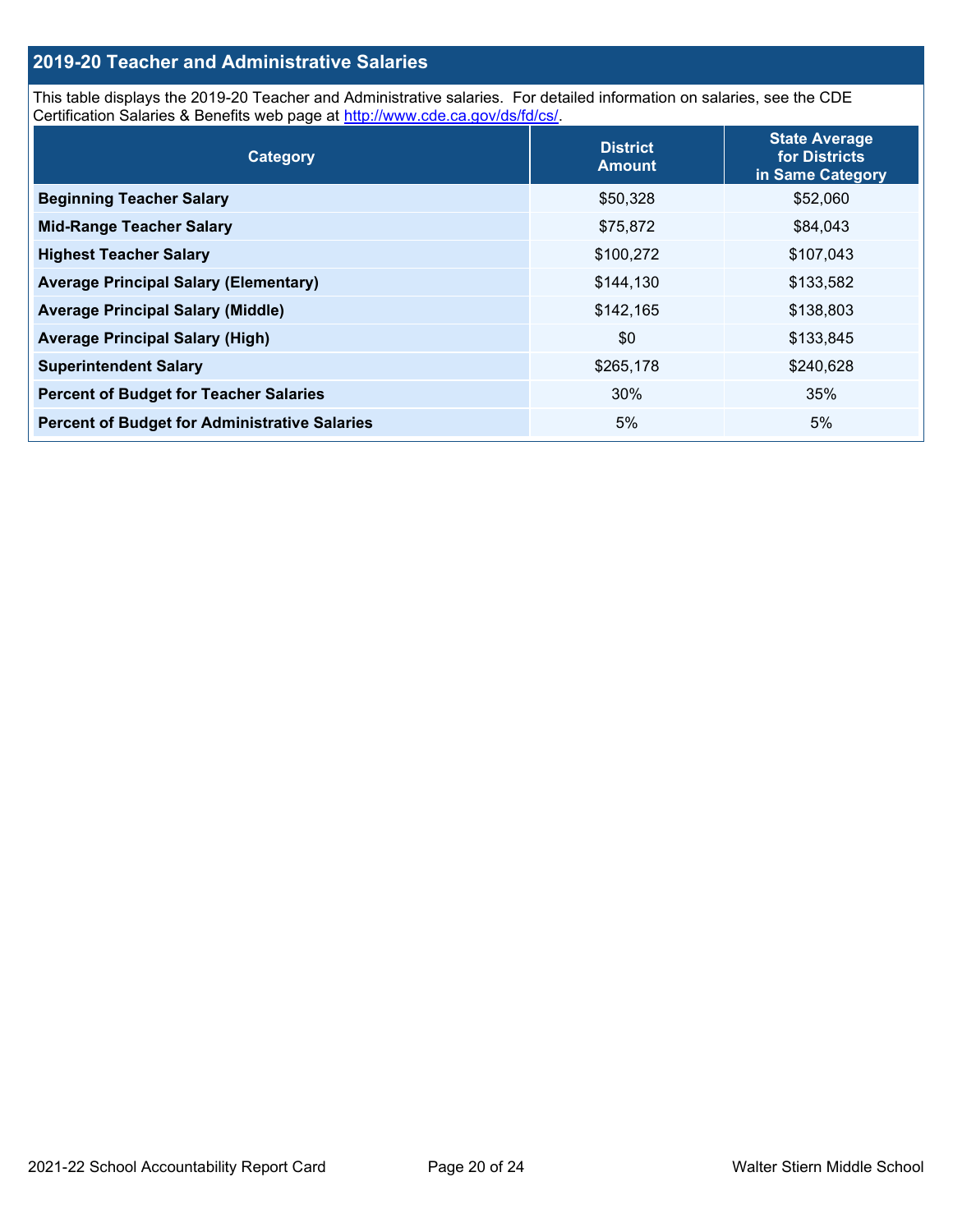## 2019-20 Teacher and Administrative Salaries

This table displays the 2019-20 Teacher and Administrative salaries. For detailed information on salaries, see the CDE Certification Salaries & Benefits web page at http://www.cde.ca.gov/ds/fd/cs/.

| Category | District Amount | State Average for Districts in Same Category |
|---|---|---|
| **Beginning Teacher Salary** | $50,328 | $52,060 |
| **Mid-Range Teacher Salary** | $75,872 | $84,043 |
| **Highest Teacher Salary** | $100,272 | $107,043 |
| **Average Principal Salary (Elementary)** | $144,130 | $133,582 |
| **Average Principal Salary (Middle)** | $142,165 | $138,803 |
| **Average Principal Salary (High)** | $0 | $133,845 |
| **Superintendent Salary** | $265,178 | $240,628 |
| **Percent of Budget for Teacher Salaries** | 30% | 35% |
| **Percent of Budget for Administrative Salaries** | 5% | 5% |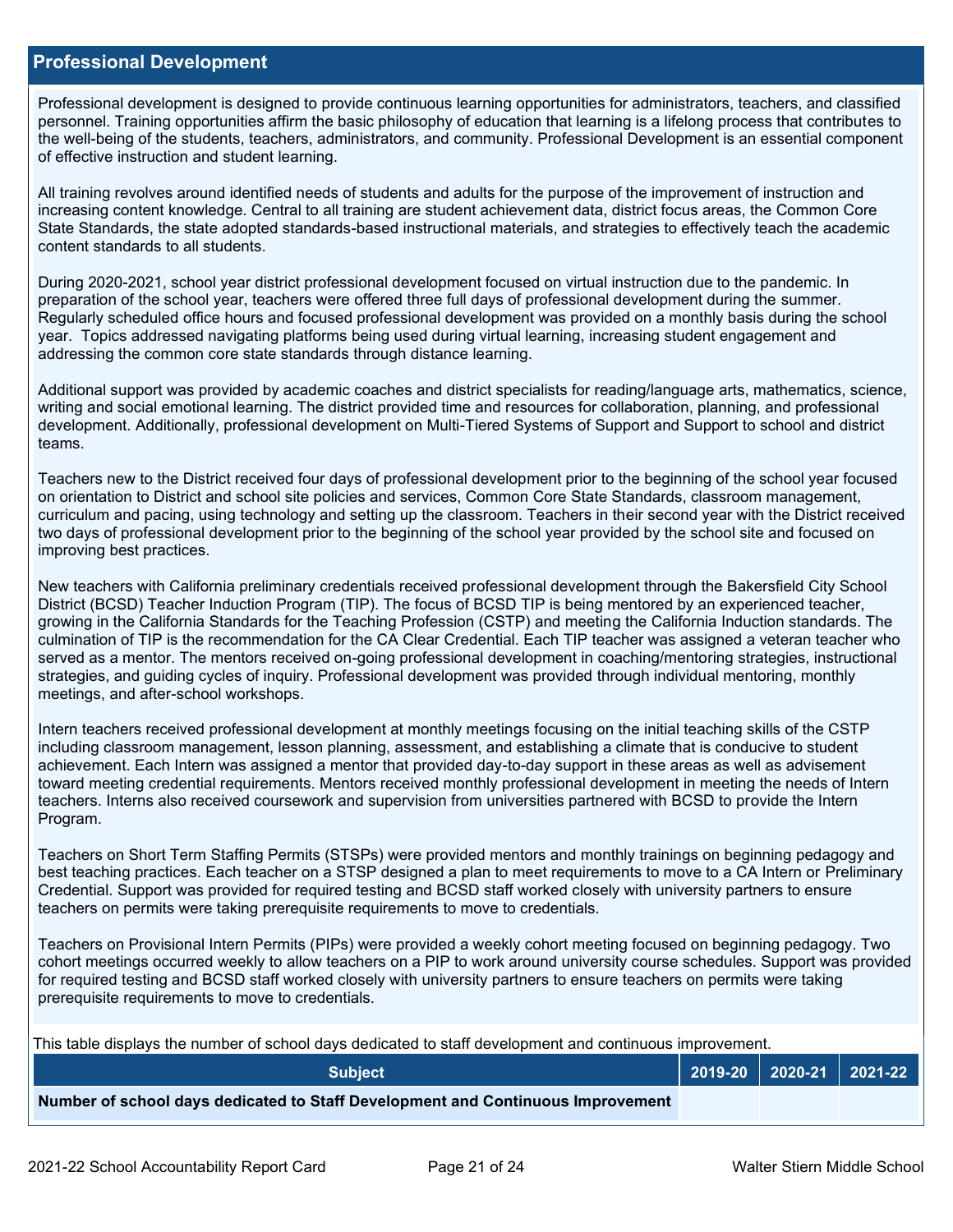## Professional Development

Professional development is designed to provide continuous learning opportunities for administrators, teachers, and classified personnel. Training opportunities affirm the basic philosophy of education that learning is a lifelong process that contributes to the well-being of the students, teachers, administrators, and community. Professional Development is an essential component of effective instruction and student learning.

All training revolves around identified needs of students and adults for the purpose of the improvement of instruction and increasing content knowledge. Central to all training are student achievement data, district focus areas, the Common Core State Standards, the state adopted standards-based instructional materials, and strategies to effectively teach the academic content standards to all students.

During 2020-2021, school year district professional development focused on virtual instruction due to the pandemic. In preparation of the school year, teachers were offered three full days of professional development during the summer. Regularly scheduled office hours and focused professional development was provided on a monthly basis during the school year. Topics addressed navigating platforms being used during virtual learning, increasing student engagement and addressing the common core state standards through distance learning.

Additional support was provided by academic coaches and district specialists for reading/language arts, mathematics, science, writing and social emotional learning. The district provided time and resources for collaboration, planning, and professional development. Additionally, professional development on Multi-Tiered Systems of Support and Support to school and district teams.

Teachers new to the District received four days of professional development prior to the beginning of the school year focused on orientation to District and school site policies and services, Common Core State Standards, classroom management, curriculum and pacing, using technology and setting up the classroom. Teachers in their second year with the District received two days of professional development prior to the beginning of the school year provided by the school site and focused on improving best practices.

New teachers with California preliminary credentials received professional development through the Bakersfield City School District (BCSD) Teacher Induction Program (TIP). The focus of BCSD TIP is being mentored by an experienced teacher, growing in the California Standards for the Teaching Profession (CSTP) and meeting the California Induction standards. The culmination of TIP is the recommendation for the CA Clear Credential. Each TIP teacher was assigned a veteran teacher who served as a mentor. The mentors received on-going professional development in coaching/mentoring strategies, instructional strategies, and guiding cycles of inquiry. Professional development was provided through individual mentoring, monthly meetings, and after-school workshops.

Intern teachers received professional development at monthly meetings focusing on the initial teaching skills of the CSTP including classroom management, lesson planning, assessment, and establishing a climate that is conducive to student achievement. Each Intern was assigned a mentor that provided day-to-day support in these areas as well as advisement toward meeting credential requirements. Mentors received monthly professional development in meeting the needs of Intern teachers. Interns also received coursework and supervision from universities partnered with BCSD to provide the Intern Program.

Teachers on Short Term Staffing Permits (STSPs) were provided mentors and monthly trainings on beginning pedagogy and best teaching practices. Each teacher on a STSP designed a plan to meet requirements to move to a CA Intern or Preliminary Credential. Support was provided for required testing and BCSD staff worked closely with university partners to ensure teachers on permits were taking prerequisite requirements to move to credentials.

Teachers on Provisional Intern Permits (PIPs) were provided a weekly cohort meeting focused on beginning pedagogy. Two cohort meetings occurred weekly to allow teachers on a PIP to work around university course schedules. Support was provided for required testing and BCSD staff worked closely with university partners to ensure teachers on permits were taking prerequisite requirements to move to credentials.

This table displays the number of school days dedicated to staff development and continuous improvement.

| Subject | 2019-20 | 2020-21 | 2021-22 |
|---|---|---|---|
| **Number of school days dedicated to Staff Development and Continuous Improvement** | | | |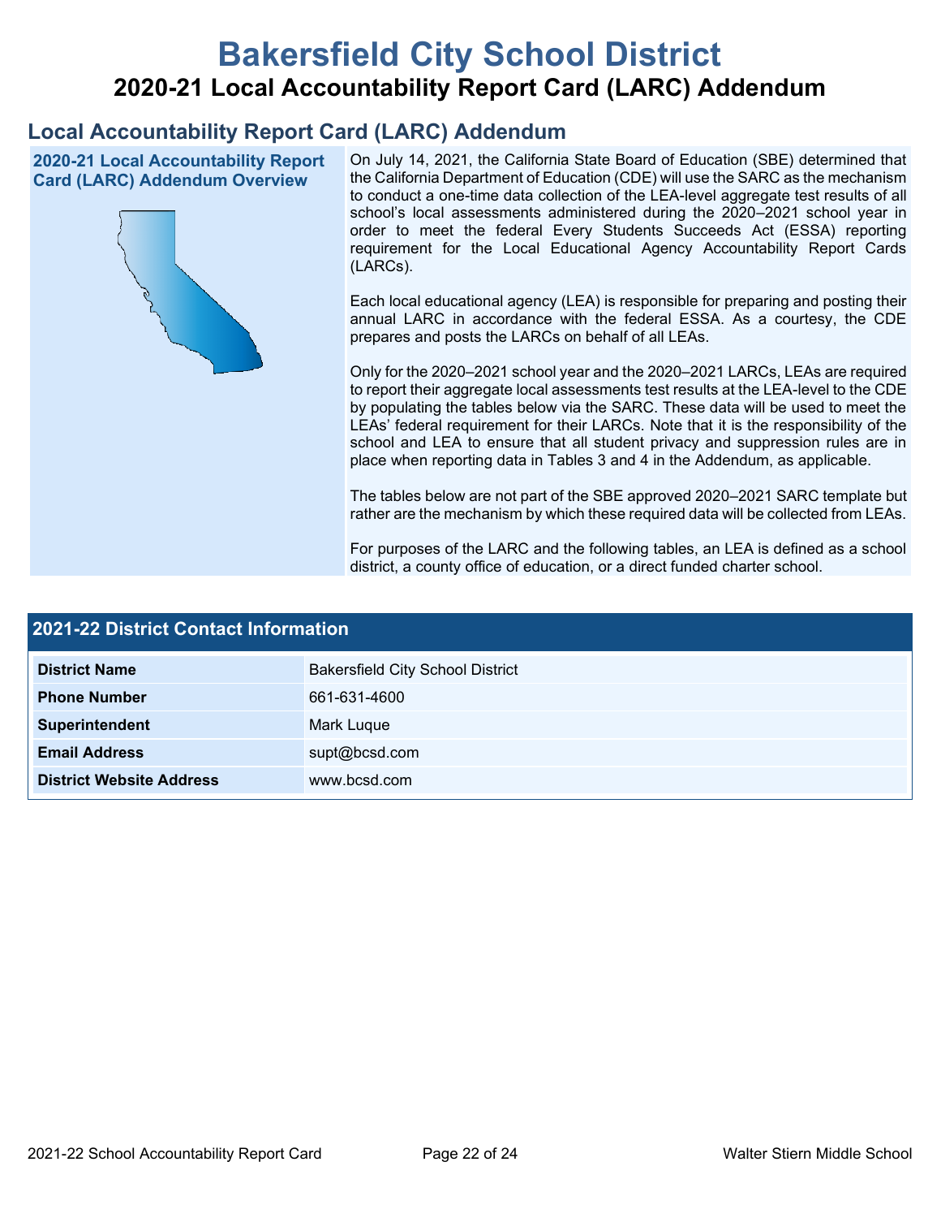# Bakersfield City School District

## 2020-21 Local Accountability Report Card (LARC) Addendum

## Local Accountability Report Card (LARC) Addendum

### 2020-21 Local Accountability Report Card (LARC) Addendum Overview

On July 14, 2021, the California State Board of Education (SBE) determined that the California Department of Education (CDE) will use the SARC as the mechanism to conduct a one-time data collection of the LEA-level aggregate test results of all school's local assessments administered during the 2020–2021 school year in order to meet the federal Every Students Succeeds Act (ESSA) reporting requirement for the Local Educational Agency Accountability Report Cards (LARCs).

Each local educational agency (LEA) is responsible for preparing and posting their annual LARC in accordance with the federal ESSA. As a courtesy, the CDE prepares and posts the LARCs on behalf of all LEAs.

Only for the 2020–2021 school year and the 2020–2021 LARCs, LEAs are required to report their aggregate local assessments test results at the LEA-level to the CDE by populating the tables below via the SARC. These data will be used to meet the LEAs' federal requirement for their LARCs. Note that it is the responsibility of the school and LEA to ensure that all student privacy and suppression rules are in place when reporting data in Tables 3 and 4 in the Addendum, as applicable.

The tables below are not part of the SBE approved 2020–2021 SARC template but rather are the mechanism by which these required data will be collected from LEAs.

For purposes of the LARC and the following tables, an LEA is defined as a school district, a county office of education, or a direct funded charter school.

### 2021-22 District Contact Information

| | |
|---|---|
| **District Name** | Bakersfield City School District |
| **Phone Number** | 661-631-4600 |
| **Superintendent** | Mark Luque |
| **Email Address** | supt@bcsd.com |
| **District Website Address** | www.bcsd.com |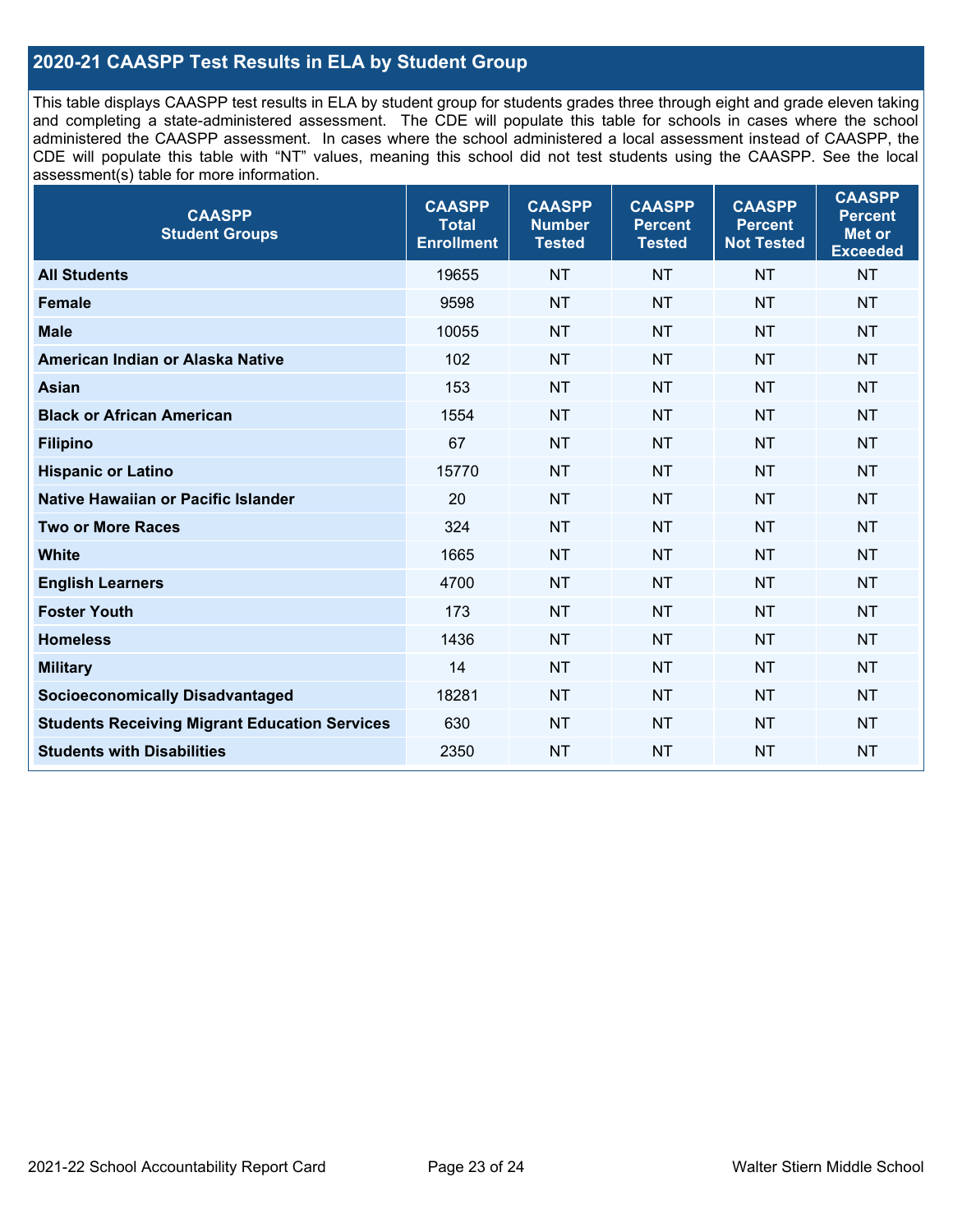## 2020-21 CAASPP Test Results in ELA by Student Group

This table displays CAASPP test results in ELA by student group for students grades three through eight and grade eleven taking and completing a state-administered assessment. The CDE will populate this table for schools in cases where the school administered the CAASPP assessment. In cases where the school administered a local assessment instead of CAASPP, the CDE will populate this table with "NT" values, meaning this school did not test students using the CAASPP. See the local assessment(s) table for more information.

| CAASPP Student Groups | CAASPP Total Enrollment | CAASPP Number Tested | CAASPP Percent Tested | CAASPP Percent Not Tested | CAASPP Percent Met or Exceeded |
|---|---|---|---|---|---|
| **All Students** | 19655 | NT | NT | NT | NT |
| **Female** | 9598 | NT | NT | NT | NT |
| **Male** | 10055 | NT | NT | NT | NT |
| **American Indian or Alaska Native** | 102 | NT | NT | NT | NT |
| **Asian** | 153 | NT | NT | NT | NT |
| **Black or African American** | 1554 | NT | NT | NT | NT |
| **Filipino** | 67 | NT | NT | NT | NT |
| **Hispanic or Latino** | 15770 | NT | NT | NT | NT |
| **Native Hawaiian or Pacific Islander** | 20 | NT | NT | NT | NT |
| **Two or More Races** | 324 | NT | NT | NT | NT |
| **White** | 1665 | NT | NT | NT | NT |
| **English Learners** | 4700 | NT | NT | NT | NT |
| **Foster Youth** | 173 | NT | NT | NT | NT |
| **Homeless** | 1436 | NT | NT | NT | NT |
| **Military** | 14 | NT | NT | NT | NT |
| **Socioeconomically Disadvantaged** | 18281 | NT | NT | NT | NT |
| **Students Receiving Migrant Education Services** | 630 | NT | NT | NT | NT |
| **Students with Disabilities** | 2350 | NT | NT | NT | NT |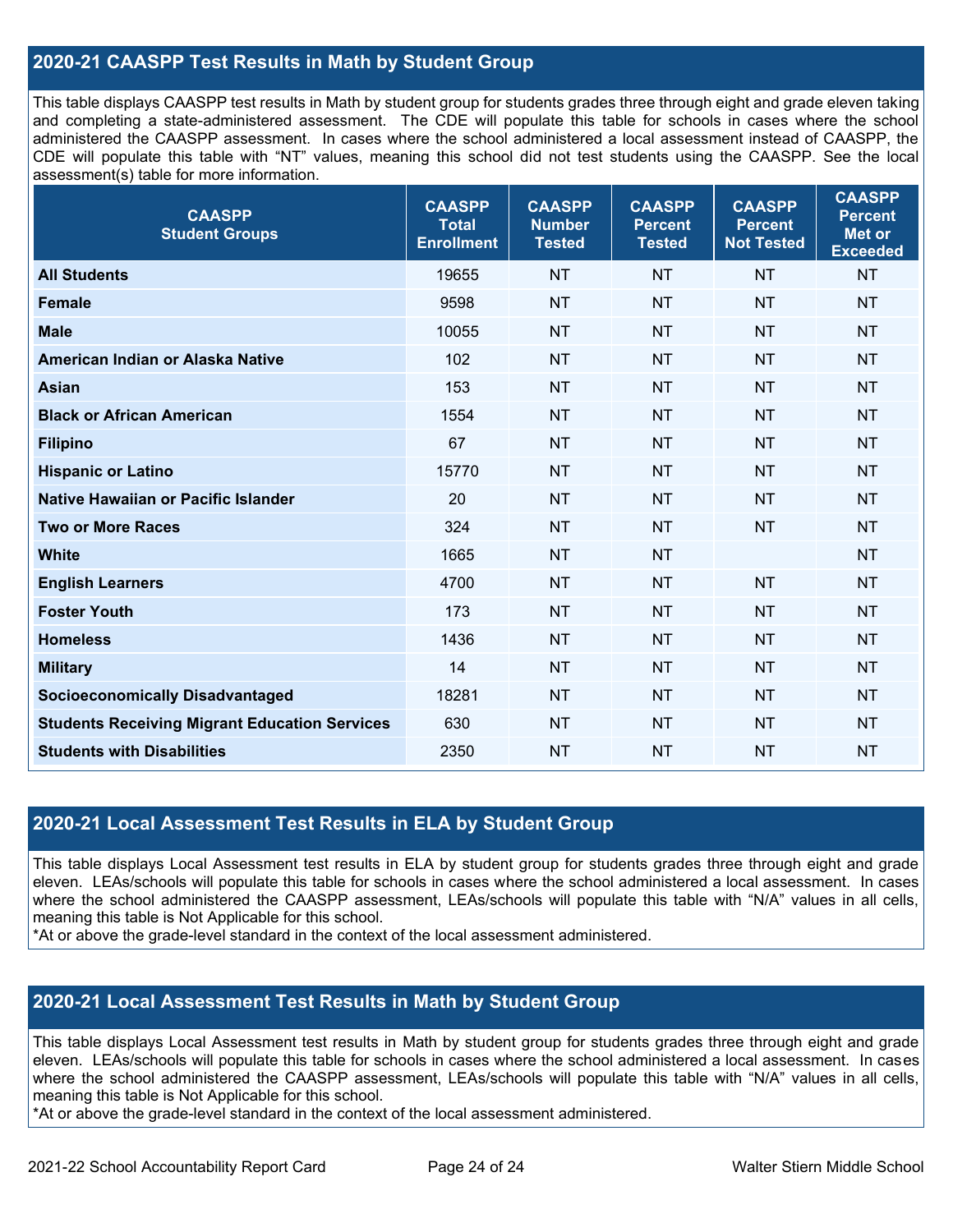## 2020-21 CAASPP Test Results in Math by Student Group

This table displays CAASPP test results in Math by student group for students grades three through eight and grade eleven taking and completing a state-administered assessment. The CDE will populate this table for schools in cases where the school administered the CAASPP assessment. In cases where the school administered a local assessment instead of CAASPP, the CDE will populate this table with "NT" values, meaning this school did not test students using the CAASPP. See the local assessment(s) table for more information.

| CAASPP Student Groups | CAASPP Total Enrollment | CAASPP Number Tested | CAASPP Percent Tested | CAASPP Percent Not Tested | CAASPP Percent Met or Exceeded |
|---|---|---|---|---|---|
| **All Students** | 19655 | NT | NT | NT | NT |
| **Female** | 9598 | NT | NT | NT | NT |
| **Male** | 10055 | NT | NT | NT | NT |
| **American Indian or Alaska Native** | 102 | NT | NT | NT | NT |
| **Asian** | 153 | NT | NT | NT | NT |
| **Black or African American** | 1554 | NT | NT | NT | NT |
| **Filipino** | 67 | NT | NT | NT | NT |
| **Hispanic or Latino** | 15770 | NT | NT | NT | NT |
| **Native Hawaiian or Pacific Islander** | 20 | NT | NT | NT | NT |
| **Two or More Races** | 324 | NT | NT | NT | NT |
| **White** | 1665 | NT | NT | | NT |
| **English Learners** | 4700 | NT | NT | NT | NT |
| **Foster Youth** | 173 | NT | NT | NT | NT |
| **Homeless** | 1436 | NT | NT | NT | NT |
| **Military** | 14 | NT | NT | NT | NT |
| **Socioeconomically Disadvantaged** | 18281 | NT | NT | NT | NT |
| **Students Receiving Migrant Education Services** | 630 | NT | NT | NT | NT |
| **Students with Disabilities** | 2350 | NT | NT | NT | NT |

## 2020-21 Local Assessment Test Results in ELA by Student Group

This table displays Local Assessment test results in ELA by student group for students grades three through eight and grade eleven. LEAs/schools will populate this table for schools in cases where the school administered a local assessment. In cases where the school administered the CAASPP assessment, LEAs/schools will populate this table with "N/A" values in all cells, meaning this table is Not Applicable for this school.
*At or above the grade-level standard in the context of the local assessment administered.

## 2020-21 Local Assessment Test Results in Math by Student Group

This table displays Local Assessment test results in Math by student group for students grades three through eight and grade eleven. LEAs/schools will populate this table for schools in cases where the school administered a local assessment. In cases where the school administered the CAASPP assessment, LEAs/schools will populate this table with "N/A" values in all cells, meaning this table is Not Applicable for this school.
*At or above the grade-level standard in the context of the local assessment administered.